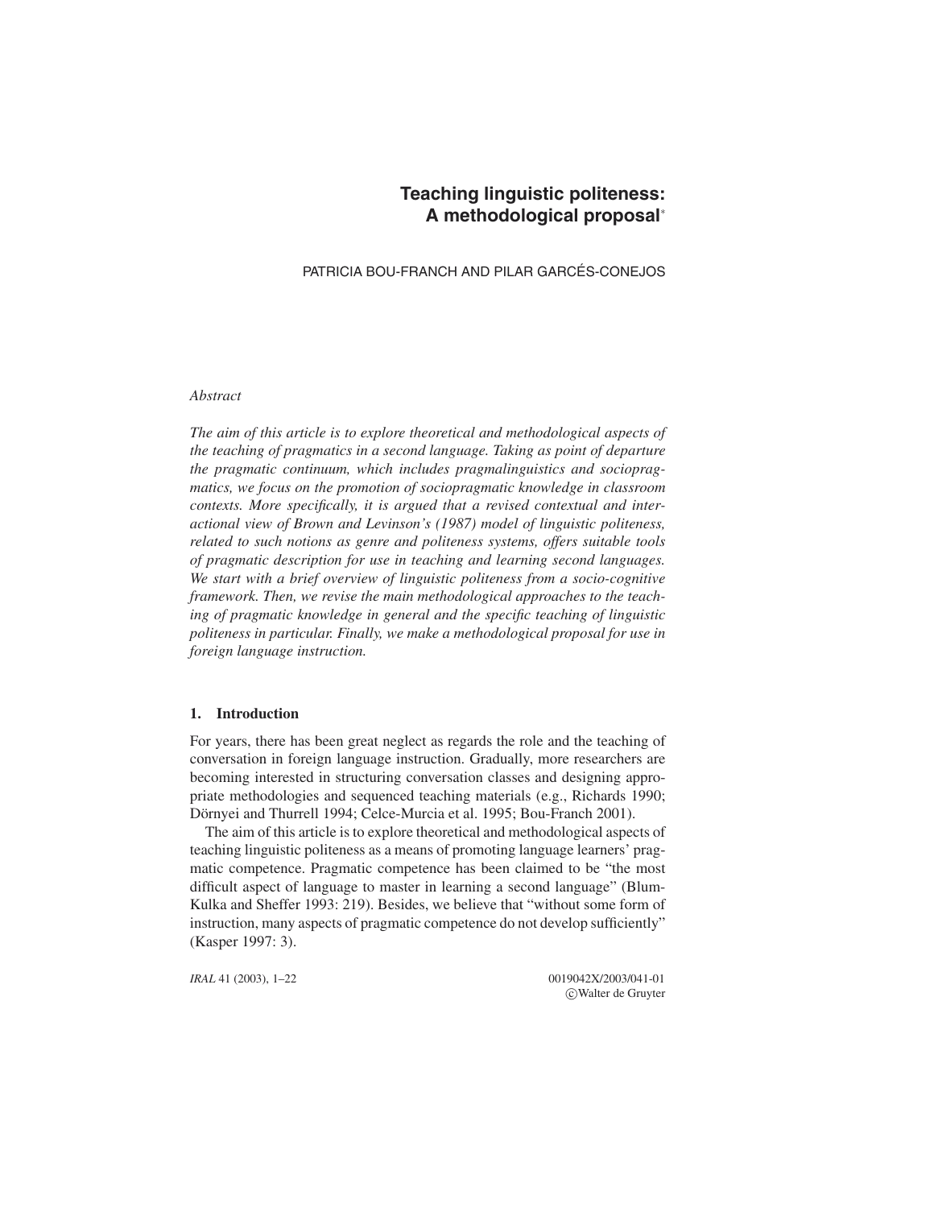# Teaching linguistic politeness: A methodological proposal*

PATRICIA BOU-FRANCH AND PILAR GARCÉS-CONEJOS

*Abstract*

*The aim of this article is to explore theoretical and methodological aspects of the teaching of pragmatics in a second language. Taking as point of departure the pragmatic continuum, which includes pragmalinguistics and sociopragmatics, we focus on the promotion of sociopragmatic knowledge in classroom contexts. More specifically, it is argued that a revised contextual and interactional view of Brown and Levinson's (1987) model of linguistic politeness, related to such notions as genre and politeness systems, offers suitable tools of pragmatic description for use in teaching and learning second languages. We start with a brief overview of linguistic politeness from a socio-cognitive framework. Then, we revise the main methodological approaches to the teaching of pragmatic knowledge in general and the specific teaching of linguistic politeness in particular. Finally, we make a methodological proposal for use in foreign language instruction.*

## 1. Introduction

For years, there has been great neglect as regards the role and the teaching of conversation in foreign language instruction. Gradually, more researchers are becoming interested in structuring conversation classes and designing appropriate methodologies and sequenced teaching materials (e.g., Richards 1990; Dörnyei and Thurrell 1994; Celce-Murcia et al. 1995; Bou-Franch 2001).

The aim of this article is to explore theoretical and methodological aspects of teaching linguistic politeness as a means of promoting language learners' pragmatic competence. Pragmatic competence has been claimed to be "the most difficult aspect of language to master in learning a second language" (Blum-Kulka and Sheffer 1993: 219). Besides, we believe that "without some form of instruction, many aspects of pragmatic competence do not develop sufficiently" (Kasper 1997: 3).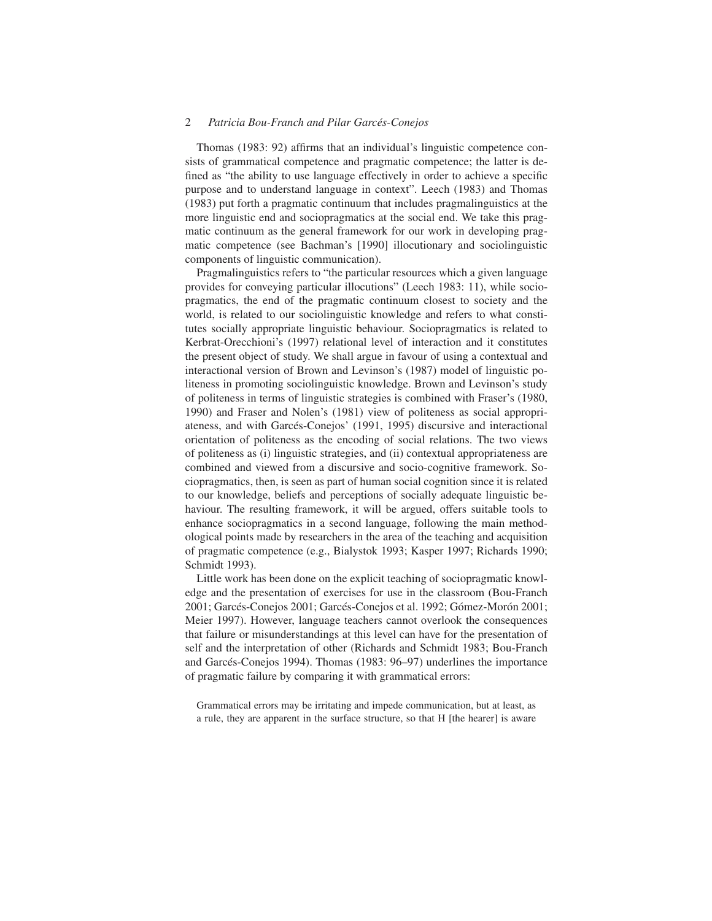Thomas (1983: 92) affirms that an individual's linguistic competence consists of grammatical competence and pragmatic competence; the latter is defined as "the ability to use language effectively in order to achieve a specific purpose and to understand language in context". Leech (1983) and Thomas (1983) put forth a pragmatic continuum that includes pragmalinguistics at the more linguistic end and sociopragmatics at the social end. We take this pragmatic continuum as the general framework for our work in developing pragmatic competence (see Bachman's [1990] illocutionary and sociolinguistic components of linguistic communication).

Pragmalinguistics refers to "the particular resources which a given language provides for conveying particular illocutions" (Leech 1983: 11), while sociopragmatics, the end of the pragmatic continuum closest to society and the world, is related to our sociolinguistic knowledge and refers to what constitutes socially appropriate linguistic behaviour. Sociopragmatics is related to Kerbrat-Orecchioni's (1997) relational level of interaction and it constitutes the present object of study. We shall argue in favour of using a contextual and interactional version of Brown and Levinson's (1987) model of linguistic politeness in promoting sociolinguistic knowledge. Brown and Levinson's study of politeness in terms of linguistic strategies is combined with Fraser's (1980, 1990) and Fraser and Nolen's (1981) view of politeness as social appropriateness, and with Garcés-Conejos' (1991, 1995) discursive and interactional orientation of politeness as the encoding of social relations. The two views of politeness as (i) linguistic strategies, and (ii) contextual appropriateness are combined and viewed from a discursive and socio-cognitive framework. Sociopragmatics, then, is seen as part of human social cognition since it is related to our knowledge, beliefs and perceptions of socially adequate linguistic behaviour. The resulting framework, it will be argued, offers suitable tools to enhance sociopragmatics in a second language, following the main methodological points made by researchers in the area of the teaching and acquisition of pragmatic competence (e.g., Bialystok 1993; Kasper 1997; Richards 1990; Schmidt 1993).

Little work has been done on the explicit teaching of sociopragmatic knowledge and the presentation of exercises for use in the classroom (Bou-Franch 2001; Garcés-Conejos 2001; Garcés-Conejos et al. 1992; Gómez-Morón 2001; Meier 1997). However, language teachers cannot overlook the consequences that failure or misunderstandings at this level can have for the presentation of self and the interpretation of other (Richards and Schmidt 1983; Bou-Franch and Garcés-Conejos 1994). Thomas (1983: 96–97) underlines the importance of pragmatic failure by comparing it with grammatical errors:

> Grammatical errors may be irritating and impede communication, but at least, as a rule, they are apparent in the surface structure, so that H [the hearer] is aware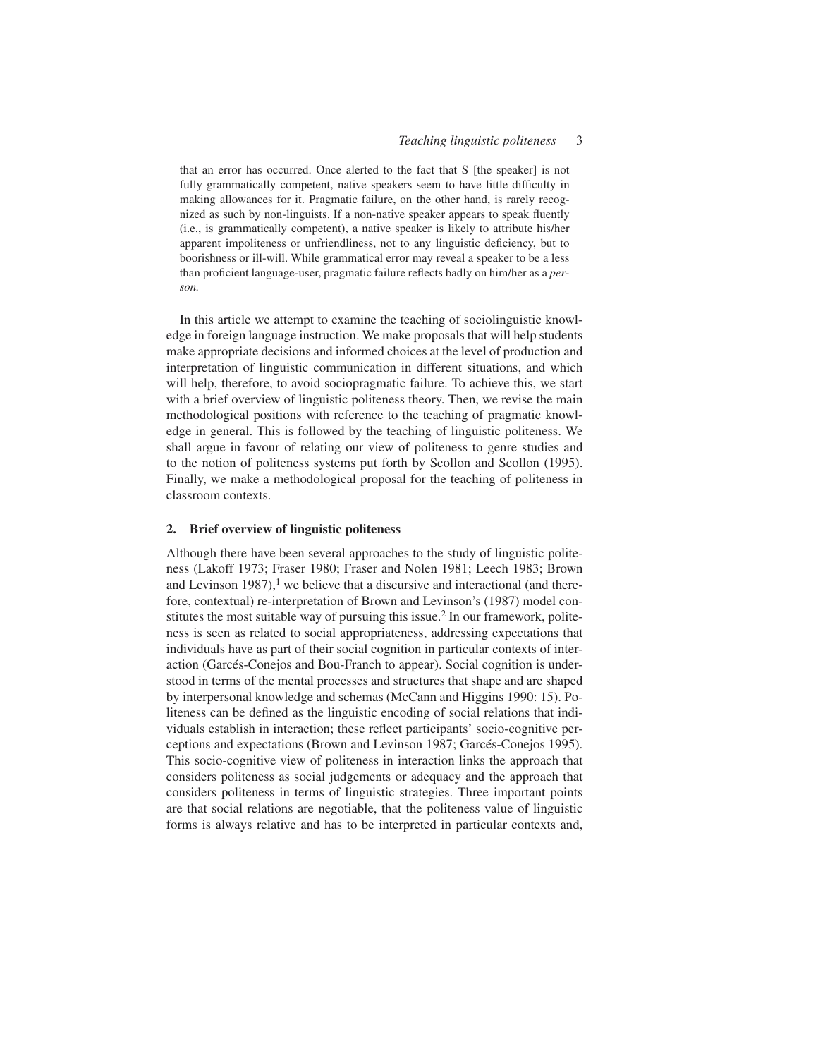> that an error has occurred. Once alerted to the fact that S [the speaker] is not fully grammatically competent, native speakers seem to have little difficulty in making allowances for it. Pragmatic failure, on the other hand, is rarely recognized as such by non-linguists. If a non-native speaker appears to speak fluently (i.e., is grammatically competent), a native speaker is likely to attribute his/her apparent impoliteness or unfriendliness, not to any linguistic deficiency, but to boorishness or ill-will. While grammatical error may reveal a speaker to be a less than proficient language-user, pragmatic failure reflects badly on him/her as a *person.*

In this article we attempt to examine the teaching of sociolinguistic knowledge in foreign language instruction. We make proposals that will help students make appropriate decisions and informed choices at the level of production and interpretation of linguistic communication in different situations, and which will help, therefore, to avoid sociopragmatic failure. To achieve this, we start with a brief overview of linguistic politeness theory. Then, we revise the main methodological positions with reference to the teaching of pragmatic knowledge in general. This is followed by the teaching of linguistic politeness. We shall argue in favour of relating our view of politeness to genre studies and to the notion of politeness systems put forth by Scollon and Scollon (1995). Finally, we make a methodological proposal for the teaching of politeness in classroom contexts.

## 2. Brief overview of linguistic politeness

Although there have been several approaches to the study of linguistic politeness (Lakoff 1973; Fraser 1980; Fraser and Nolen 1981; Leech 1983; Brown and Levinson 1987),[1] we believe that a discursive and interactional (and therefore, contextual) re-interpretation of Brown and Levinson's (1987) model constitutes the most suitable way of pursuing this issue.[2] In our framework, politeness is seen as related to social appropriateness, addressing expectations that individuals have as part of their social cognition in particular contexts of interaction (Garcés-Conejos and Bou-Franch to appear). Social cognition is understood in terms of the mental processes and structures that shape and are shaped by interpersonal knowledge and schemas (McCann and Higgins 1990: 15). Politeness can be defined as the linguistic encoding of social relations that individuals establish in interaction; these reflect participants' socio-cognitive perceptions and expectations (Brown and Levinson 1987; Garcés-Conejos 1995). This socio-cognitive view of politeness in interaction links the approach that considers politeness as social judgements or adequacy and the approach that considers politeness in terms of linguistic strategies. Three important points are that social relations are negotiable, that the politeness value of linguistic forms is always relative and has to be interpreted in particular contexts and,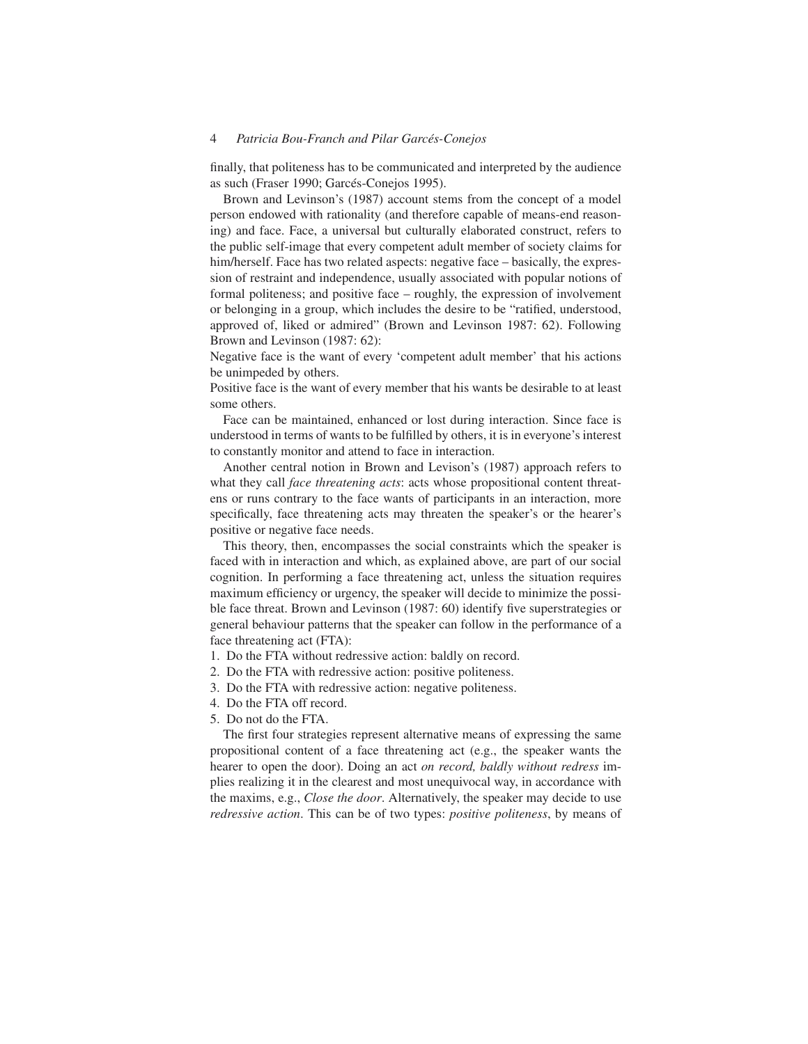finally, that politeness has to be communicated and interpreted by the audience as such (Fraser 1990; Garcés-Conejos 1995).

Brown and Levinson's (1987) account stems from the concept of a model person endowed with rationality (and therefore capable of means-end reasoning) and face. Face, a universal but culturally elaborated construct, refers to the public self-image that every competent adult member of society claims for him/herself. Face has two related aspects: negative face – basically, the expression of restraint and independence, usually associated with popular notions of formal politeness; and positive face – roughly, the expression of involvement or belonging in a group, which includes the desire to be "ratified, understood, approved of, liked or admired" (Brown and Levinson 1987: 62). Following Brown and Levinson (1987: 62):

Negative face is the want of every 'competent adult member' that his actions be unimpeded by others.

Positive face is the want of every member that his wants be desirable to at least some others.

Face can be maintained, enhanced or lost during interaction. Since face is understood in terms of wants to be fulfilled by others, it is in everyone's interest to constantly monitor and attend to face in interaction.

Another central notion in Brown and Levison's (1987) approach refers to what they call *face threatening acts*: acts whose propositional content threatens or runs contrary to the face wants of participants in an interaction, more specifically, face threatening acts may threaten the speaker's or the hearer's positive or negative face needs.

This theory, then, encompasses the social constraints which the speaker is faced with in interaction and which, as explained above, are part of our social cognition. In performing a face threatening act, unless the situation requires maximum efficiency or urgency, the speaker will decide to minimize the possible face threat. Brown and Levinson (1987: 60) identify five superstrategies or general behaviour patterns that the speaker can follow in the performance of a face threatening act (FTA):

1. Do the FTA without redressive action: baldly on record.
2. Do the FTA with redressive action: positive politeness.
3. Do the FTA with redressive action: negative politeness.
4. Do the FTA off record.
5. Do not do the FTA.

The first four strategies represent alternative means of expressing the same propositional content of a face threatening act (e.g., the speaker wants the hearer to open the door). Doing an act *on record, baldly without redress* implies realizing it in the clearest and most unequivocal way, in accordance with the maxims, e.g., *Close the door*. Alternatively, the speaker may decide to use *redressive action*. This can be of two types: *positive politeness*, by means of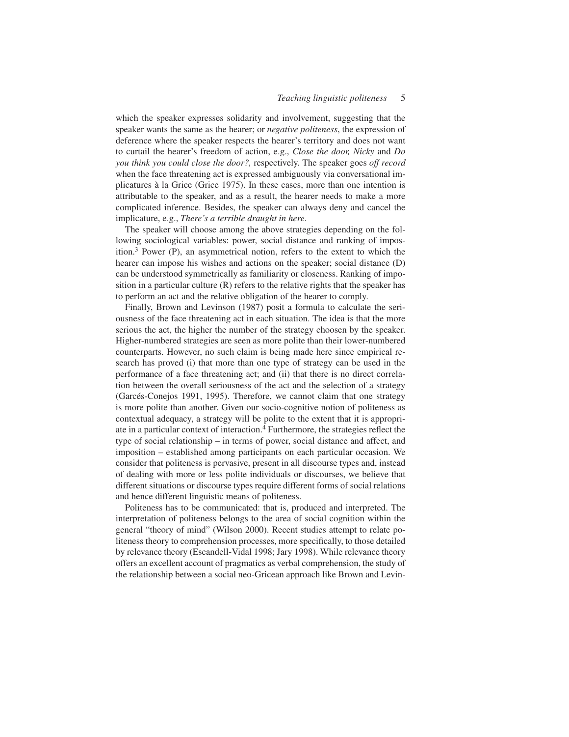which the speaker expresses solidarity and involvement, suggesting that the speaker wants the same as the hearer; or *negative politeness*, the expression of deference where the speaker respects the hearer's territory and does not want to curtail the hearer's freedom of action, e.g., *Close the door, Nicky* and *Do you think you could close the door?,* respectively. The speaker goes *off record* when the face threatening act is expressed ambiguously via conversational implicatures à la Grice (Grice 1975). In these cases, more than one intention is attributable to the speaker, and as a result, the hearer needs to make a more complicated inference. Besides, the speaker can always deny and cancel the implicature, e.g., *There's a terrible draught in here*.

The speaker will choose among the above strategies depending on the following sociological variables: power, social distance and ranking of imposition.[3] Power (P), an asymmetrical notion, refers to the extent to which the hearer can impose his wishes and actions on the speaker; social distance (D) can be understood symmetrically as familiarity or closeness. Ranking of imposition in a particular culture (R) refers to the relative rights that the speaker has to perform an act and the relative obligation of the hearer to comply.

Finally, Brown and Levinson (1987) posit a formula to calculate the seriousness of the face threatening act in each situation. The idea is that the more serious the act, the higher the number of the strategy choosen by the speaker. Higher-numbered strategies are seen as more polite than their lower-numbered counterparts. However, no such claim is being made here since empirical research has proved (i) that more than one type of strategy can be used in the performance of a face threatening act; and (ii) that there is no direct correlation between the overall seriousness of the act and the selection of a strategy (Garcés-Conejos 1991, 1995). Therefore, we cannot claim that one strategy is more polite than another. Given our socio-cognitive notion of politeness as contextual adequacy, a strategy will be polite to the extent that it is appropriate in a particular context of interaction.[4] Furthermore, the strategies reflect the type of social relationship – in terms of power, social distance and affect, and imposition – established among participants on each particular occasion. We consider that politeness is pervasive, present in all discourse types and, instead of dealing with more or less polite individuals or discourses, we believe that different situations or discourse types require different forms of social relations and hence different linguistic means of politeness.

Politeness has to be communicated: that is, produced and interpreted. The interpretation of politeness belongs to the area of social cognition within the general "theory of mind" (Wilson 2000). Recent studies attempt to relate politeness theory to comprehension processes, more specifically, to those detailed by relevance theory (Escandell-Vidal 1998; Jary 1998). While relevance theory offers an excellent account of pragmatics as verbal comprehension, the study of the relationship between a social neo-Gricean approach like Brown and Levin-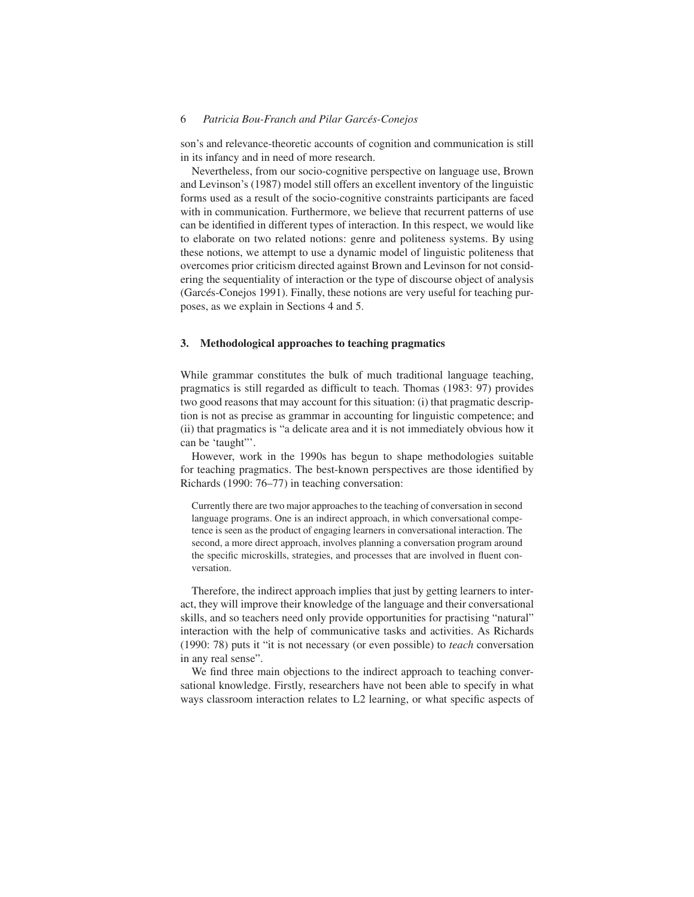son's and relevance-theoretic accounts of cognition and communication is still in its infancy and in need of more research.

Nevertheless, from our socio-cognitive perspective on language use, Brown and Levinson's (1987) model still offers an excellent inventory of the linguistic forms used as a result of the socio-cognitive constraints participants are faced with in communication. Furthermore, we believe that recurrent patterns of use can be identified in different types of interaction. In this respect, we would like to elaborate on two related notions: genre and politeness systems. By using these notions, we attempt to use a dynamic model of linguistic politeness that overcomes prior criticism directed against Brown and Levinson for not considering the sequentiality of interaction or the type of discourse object of analysis (Garcés-Conejos 1991). Finally, these notions are very useful for teaching purposes, as we explain in Sections 4 and 5.

## 3. Methodological approaches to teaching pragmatics

While grammar constitutes the bulk of much traditional language teaching, pragmatics is still regarded as difficult to teach. Thomas (1983: 97) provides two good reasons that may account for this situation: (i) that pragmatic description is not as precise as grammar in accounting for linguistic competence; and (ii) that pragmatics is "a delicate area and it is not immediately obvious how it can be 'taught'".

However, work in the 1990s has begun to shape methodologies suitable for teaching pragmatics. The best-known perspectives are those identified by Richards (1990: 76–77) in teaching conversation:

> Currently there are two major approaches to the teaching of conversation in second language programs. One is an indirect approach, in which conversational competence is seen as the product of engaging learners in conversational interaction. The second, a more direct approach, involves planning a conversation program around the specific microskills, strategies, and processes that are involved in fluent conversation.

Therefore, the indirect approach implies that just by getting learners to interact, they will improve their knowledge of the language and their conversational skills, and so teachers need only provide opportunities for practising "natural" interaction with the help of communicative tasks and activities. As Richards (1990: 78) puts it "it is not necessary (or even possible) to *teach* conversation in any real sense".

We find three main objections to the indirect approach to teaching conversational knowledge. Firstly, researchers have not been able to specify in what ways classroom interaction relates to L2 learning, or what specific aspects of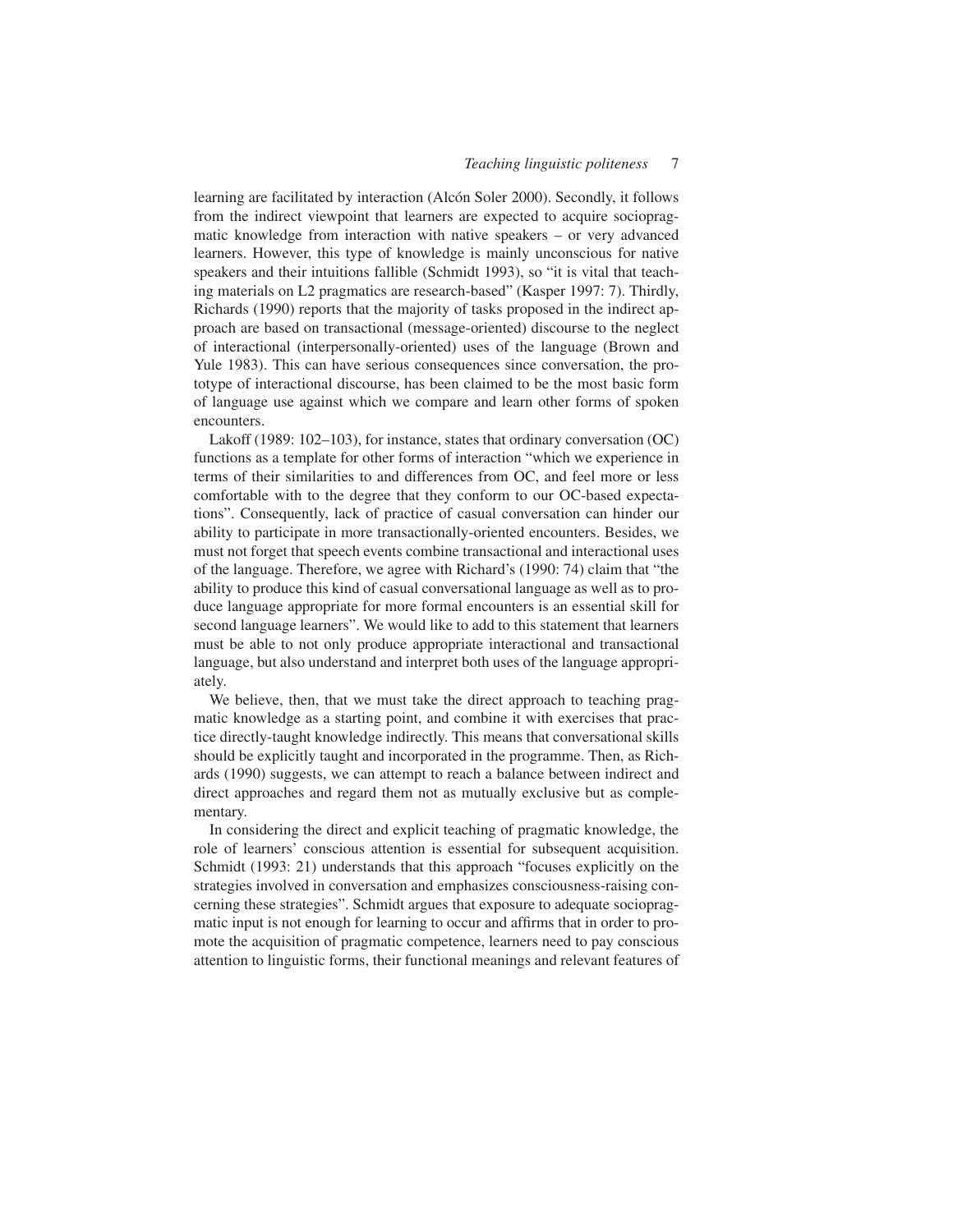learning are facilitated by interaction (Alcón Soler 2000). Secondly, it follows from the indirect viewpoint that learners are expected to acquire sociopragmatic knowledge from interaction with native speakers – or very advanced learners. However, this type of knowledge is mainly unconscious for native speakers and their intuitions fallible (Schmidt 1993), so "it is vital that teaching materials on L2 pragmatics are research-based" (Kasper 1997: 7). Thirdly, Richards (1990) reports that the majority of tasks proposed in the indirect approach are based on transactional (message-oriented) discourse to the neglect of interactional (interpersonally-oriented) uses of the language (Brown and Yule 1983). This can have serious consequences since conversation, the prototype of interactional discourse, has been claimed to be the most basic form of language use against which we compare and learn other forms of spoken encounters.

Lakoff (1989: 102–103), for instance, states that ordinary conversation (OC) functions as a template for other forms of interaction "which we experience in terms of their similarities to and differences from OC, and feel more or less comfortable with to the degree that they conform to our OC-based expectations". Consequently, lack of practice of casual conversation can hinder our ability to participate in more transactionally-oriented encounters. Besides, we must not forget that speech events combine transactional and interactional uses of the language. Therefore, we agree with Richard's (1990: 74) claim that "the ability to produce this kind of casual conversational language as well as to produce language appropriate for more formal encounters is an essential skill for second language learners". We would like to add to this statement that learners must be able to not only produce appropriate interactional and transactional language, but also understand and interpret both uses of the language appropriately.

We believe, then, that we must take the direct approach to teaching pragmatic knowledge as a starting point, and combine it with exercises that practice directly-taught knowledge indirectly. This means that conversational skills should be explicitly taught and incorporated in the programme. Then, as Richards (1990) suggests, we can attempt to reach a balance between indirect and direct approaches and regard them not as mutually exclusive but as complementary.

In considering the direct and explicit teaching of pragmatic knowledge, the role of learners' conscious attention is essential for subsequent acquisition. Schmidt (1993: 21) understands that this approach "focuses explicitly on the strategies involved in conversation and emphasizes consciousness-raising concerning these strategies". Schmidt argues that exposure to adequate sociopragmatic input is not enough for learning to occur and affirms that in order to promote the acquisition of pragmatic competence, learners need to pay conscious attention to linguistic forms, their functional meanings and relevant features of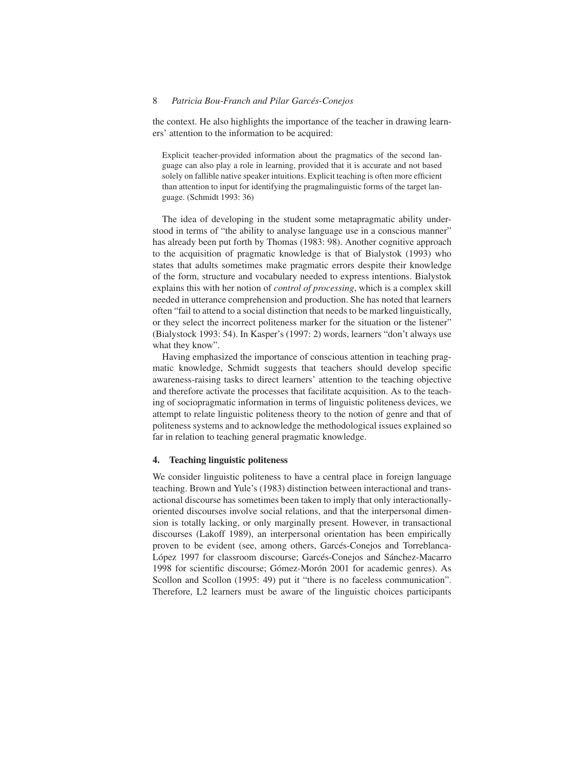the context. He also highlights the importance of the teacher in drawing learners' attention to the information to be acquired:

> Explicit teacher-provided information about the pragmatics of the second language can also play a role in learning, provided that it is accurate and not based solely on fallible native speaker intuitions. Explicit teaching is often more efficient than attention to input for identifying the pragmalinguistic forms of the target language. (Schmidt 1993: 36)

The idea of developing in the student some metapragmatic ability understood in terms of "the ability to analyse language use in a conscious manner" has already been put forth by Thomas (1983: 98). Another cognitive approach to the acquisition of pragmatic knowledge is that of Bialystok (1993) who states that adults sometimes make pragmatic errors despite their knowledge of the form, structure and vocabulary needed to express intentions. Bialystok explains this with her notion of *control of processing*, which is a complex skill needed in utterance comprehension and production. She has noted that learners often "fail to attend to a social distinction that needs to be marked linguistically, or they select the incorrect politeness marker for the situation or the listener" (Bialystock 1993: 54). In Kasper's (1997: 2) words, learners "don't always use what they know".

Having emphasized the importance of conscious attention in teaching pragmatic knowledge, Schmidt suggests that teachers should develop specific awareness-raising tasks to direct learners' attention to the teaching objective and therefore activate the processes that facilitate acquisition. As to the teaching of sociopragmatic information in terms of linguistic politeness devices, we attempt to relate linguistic politeness theory to the notion of genre and that of politeness systems and to acknowledge the methodological issues explained so far in relation to teaching general pragmatic knowledge.

## 4. Teaching linguistic politeness

We consider linguistic politeness to have a central place in foreign language teaching. Brown and Yule's (1983) distinction between interactional and transactional discourse has sometimes been taken to imply that only interactionally-oriented discourses involve social relations, and that the interpersonal dimension is totally lacking, or only marginally present. However, in transactional discourses (Lakoff 1989), an interpersonal orientation has been empirically proven to be evident (see, among others, Garcés-Conejos and Torreblanca-López 1997 for classroom discourse; Garcés-Conejos and Sánchez-Macarro 1998 for scientific discourse; Gómez-Morón 2001 for academic genres). As Scollon and Scollon (1995: 49) put it "there is no faceless communication". Therefore, L2 learners must be aware of the linguistic choices participants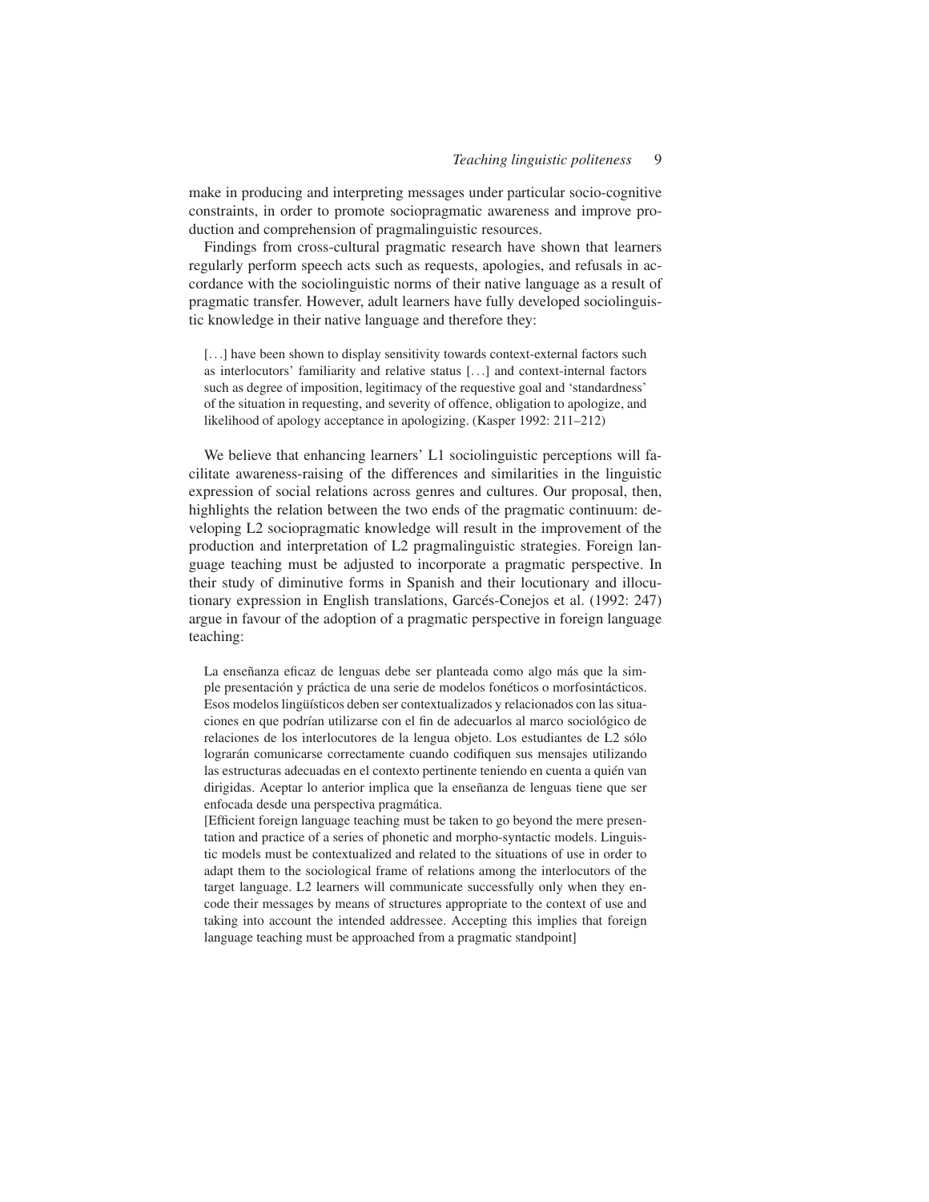make in producing and interpreting messages under particular socio-cognitive constraints, in order to promote sociopragmatic awareness and improve production and comprehension of pragmalinguistic resources.

Findings from cross-cultural pragmatic research have shown that learners regularly perform speech acts such as requests, apologies, and refusals in accordance with the sociolinguistic norms of their native language as a result of pragmatic transfer. However, adult learners have fully developed sociolinguistic knowledge in their native language and therefore they:

> [. . .] have been shown to display sensitivity towards context-external factors such as interlocutors' familiarity and relative status [. . .] and context-internal factors such as degree of imposition, legitimacy of the requestive goal and 'standardness' of the situation in requesting, and severity of offence, obligation to apologize, and likelihood of apology acceptance in apologizing. (Kasper 1992: 211–212)

We believe that enhancing learners' L1 sociolinguistic perceptions will facilitate awareness-raising of the differences and similarities in the linguistic expression of social relations across genres and cultures. Our proposal, then, highlights the relation between the two ends of the pragmatic continuum: developing L2 sociopragmatic knowledge will result in the improvement of the production and interpretation of L2 pragmalinguistic strategies. Foreign language teaching must be adjusted to incorporate a pragmatic perspective. In their study of diminutive forms in Spanish and their locutionary and illocutionary expression in English translations, Garcés-Conejos et al. (1992: 247) argue in favour of the adoption of a pragmatic perspective in foreign language teaching:

> La enseñanza eficaz de lenguas debe ser planteada como algo más que la simple presentación y práctica de una serie de modelos fonéticos o morfosintácticos. Esos modelos lingüísticos deben ser contextualizados y relacionados con las situaciones en que podrían utilizarse con el fin de adecuarlos al marco sociológico de relaciones de los interlocutores de la lengua objeto. Los estudiantes de L2 sólo lograrán comunicarse correctamente cuando codifiquen sus mensajes utilizando las estructuras adecuadas en el contexto pertinente teniendo en cuenta a quién van dirigidas. Aceptar lo anterior implica que la enseñanza de lenguas tiene que ser enfocada desde una perspectiva pragmática.
>
> [Efficient foreign language teaching must be taken to go beyond the mere presentation and practice of a series of phonetic and morpho-syntactic models. Linguistic models must be contextualized and related to the situations of use in order to adapt them to the sociological frame of relations among the interlocutors of the target language. L2 learners will communicate successfully only when they encode their messages by means of structures appropriate to the context of use and taking into account the intended addressee. Accepting this implies that foreign language teaching must be approached from a pragmatic standpoint]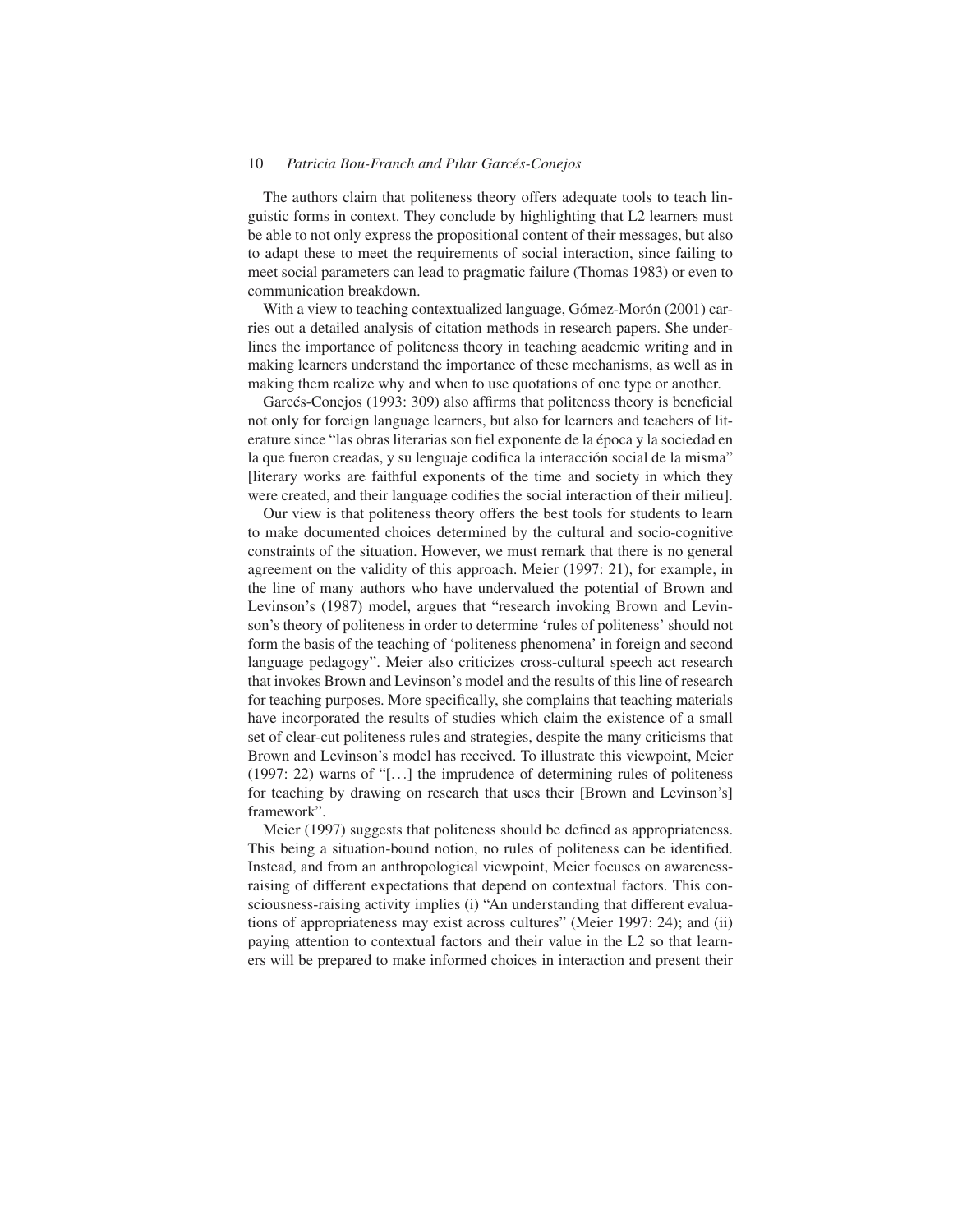The authors claim that politeness theory offers adequate tools to teach linguistic forms in context. They conclude by highlighting that L2 learners must be able to not only express the propositional content of their messages, but also to adapt these to meet the requirements of social interaction, since failing to meet social parameters can lead to pragmatic failure (Thomas 1983) or even to communication breakdown.

With a view to teaching contextualized language, Gómez-Morón (2001) carries out a detailed analysis of citation methods in research papers. She underlines the importance of politeness theory in teaching academic writing and in making learners understand the importance of these mechanisms, as well as in making them realize why and when to use quotations of one type or another.

Garcés-Conejos (1993: 309) also affirms that politeness theory is beneficial not only for foreign language learners, but also for learners and teachers of literature since "las obras literarias son fiel exponente de la época y la sociedad en la que fueron creadas, y su lenguaje codifica la interacción social de la misma" [literary works are faithful exponents of the time and society in which they were created, and their language codifies the social interaction of their milieu].

Our view is that politeness theory offers the best tools for students to learn to make documented choices determined by the cultural and socio-cognitive constraints of the situation. However, we must remark that there is no general agreement on the validity of this approach. Meier (1997: 21), for example, in the line of many authors who have undervalued the potential of Brown and Levinson's (1987) model, argues that "research invoking Brown and Levinson's theory of politeness in order to determine 'rules of politeness' should not form the basis of the teaching of 'politeness phenomena' in foreign and second language pedagogy". Meier also criticizes cross-cultural speech act research that invokes Brown and Levinson's model and the results of this line of research for teaching purposes. More specifically, she complains that teaching materials have incorporated the results of studies which claim the existence of a small set of clear-cut politeness rules and strategies, despite the many criticisms that Brown and Levinson's model has received. To illustrate this viewpoint, Meier (1997: 22) warns of "[...] the imprudence of determining rules of politeness for teaching by drawing on research that uses their [Brown and Levinson's] framework".

Meier (1997) suggests that politeness should be defined as appropriateness. This being a situation-bound notion, no rules of politeness can be identified. Instead, and from an anthropological viewpoint, Meier focuses on awareness-raising of different expectations that depend on contextual factors. This consciousness-raising activity implies (i) "An understanding that different evaluations of appropriateness may exist across cultures" (Meier 1997: 24); and (ii) paying attention to contextual factors and their value in the L2 so that learners will be prepared to make informed choices in interaction and present their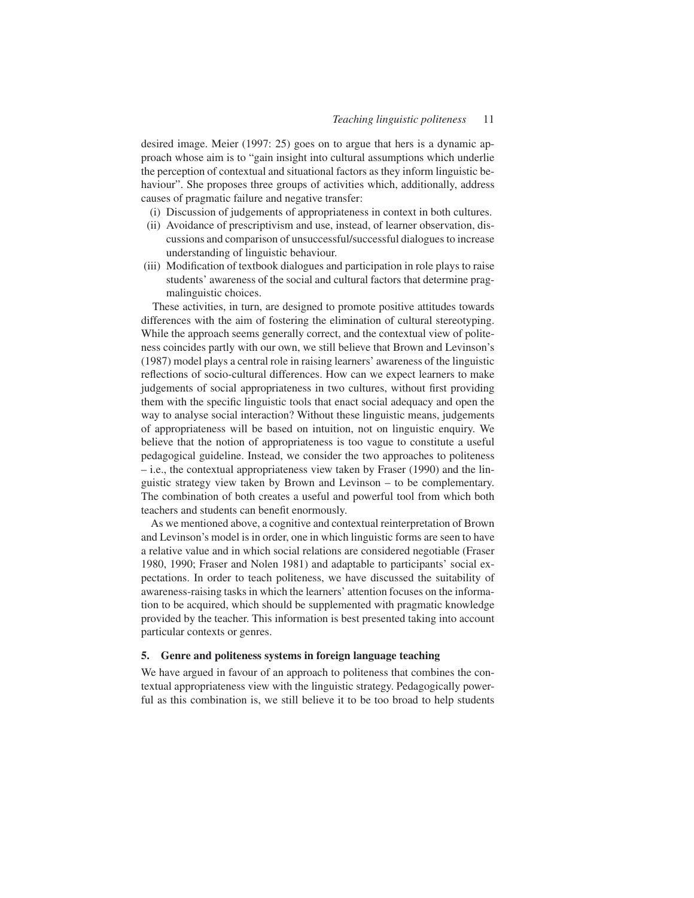desired image. Meier (1997: 25) goes on to argue that hers is a dynamic approach whose aim is to "gain insight into cultural assumptions which underlie the perception of contextual and situational factors as they inform linguistic behaviour". She proposes three groups of activities which, additionally, address causes of pragmatic failure and negative transfer:

(i) Discussion of judgements of appropriateness in context in both cultures.
(ii) Avoidance of prescriptivism and use, instead, of learner observation, discussions and comparison of unsuccessful/successful dialogues to increase understanding of linguistic behaviour.
(iii) Modification of textbook dialogues and participation in role plays to raise students' awareness of the social and cultural factors that determine pragmalinguistic choices.

These activities, in turn, are designed to promote positive attitudes towards differences with the aim of fostering the elimination of cultural stereotyping. While the approach seems generally correct, and the contextual view of politeness coincides partly with our own, we still believe that Brown and Levinson's (1987) model plays a central role in raising learners' awareness of the linguistic reflections of socio-cultural differences. How can we expect learners to make judgements of social appropriateness in two cultures, without first providing them with the specific linguistic tools that enact social adequacy and open the way to analyse social interaction? Without these linguistic means, judgements of appropriateness will be based on intuition, not on linguistic enquiry. We believe that the notion of appropriateness is too vague to constitute a useful pedagogical guideline. Instead, we consider the two approaches to politeness – i.e., the contextual appropriateness view taken by Fraser (1990) and the linguistic strategy view taken by Brown and Levinson – to be complementary. The combination of both creates a useful and powerful tool from which both teachers and students can benefit enormously.

As we mentioned above, a cognitive and contextual reinterpretation of Brown and Levinson's model is in order, one in which linguistic forms are seen to have a relative value and in which social relations are considered negotiable (Fraser 1980, 1990; Fraser and Nolen 1981) and adaptable to participants' social expectations. In order to teach politeness, we have discussed the suitability of awareness-raising tasks in which the learners' attention focuses on the information to be acquired, which should be supplemented with pragmatic knowledge provided by the teacher. This information is best presented taking into account particular contexts or genres.

## 5. Genre and politeness systems in foreign language teaching

We have argued in favour of an approach to politeness that combines the contextual appropriateness view with the linguistic strategy. Pedagogically powerful as this combination is, we still believe it to be too broad to help students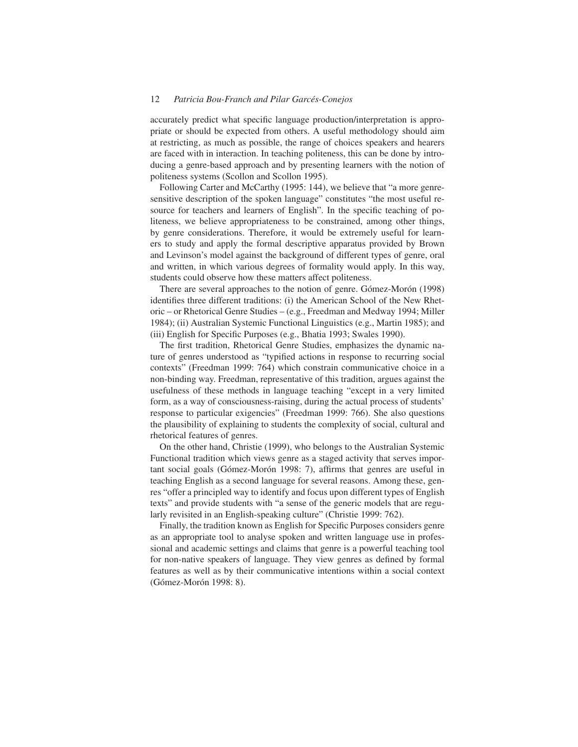accurately predict what specific language production/interpretation is appropriate or should be expected from others. A useful methodology should aim at restricting, as much as possible, the range of choices speakers and hearers are faced with in interaction. In teaching politeness, this can be done by introducing a genre-based approach and by presenting learners with the notion of politeness systems (Scollon and Scollon 1995).

Following Carter and McCarthy (1995: 144), we believe that "a more genre-sensitive description of the spoken language" constitutes "the most useful resource for teachers and learners of English". In the specific teaching of politeness, we believe appropriateness to be constrained, among other things, by genre considerations. Therefore, it would be extremely useful for learners to study and apply the formal descriptive apparatus provided by Brown and Levinson's model against the background of different types of genre, oral and written, in which various degrees of formality would apply. In this way, students could observe how these matters affect politeness.

There are several approaches to the notion of genre. Gómez-Morón (1998) identifies three different traditions: (i) the American School of the New Rhetoric – or Rhetorical Genre Studies – (e.g., Freedman and Medway 1994; Miller 1984); (ii) Australian Systemic Functional Linguistics (e.g., Martin 1985); and (iii) English for Specific Purposes (e.g., Bhatia 1993; Swales 1990).

The first tradition, Rhetorical Genre Studies, emphasizes the dynamic nature of genres understood as "typified actions in response to recurring social contexts" (Freedman 1999: 764) which constrain communicative choice in a non-binding way. Freedman, representative of this tradition, argues against the usefulness of these methods in language teaching "except in a very limited form, as a way of consciousness-raising, during the actual process of students' response to particular exigencies" (Freedman 1999: 766). She also questions the plausibility of explaining to students the complexity of social, cultural and rhetorical features of genres.

On the other hand, Christie (1999), who belongs to the Australian Systemic Functional tradition which views genre as a staged activity that serves important social goals (Gómez-Morón 1998: 7), affirms that genres are useful in teaching English as a second language for several reasons. Among these, genres "offer a principled way to identify and focus upon different types of English texts" and provide students with "a sense of the generic models that are regularly revisited in an English-speaking culture" (Christie 1999: 762).

Finally, the tradition known as English for Specific Purposes considers genre as an appropriate tool to analyse spoken and written language use in professional and academic settings and claims that genre is a powerful teaching tool for non-native speakers of language. They view genres as defined by formal features as well as by their communicative intentions within a social context (Gómez-Morón 1998: 8).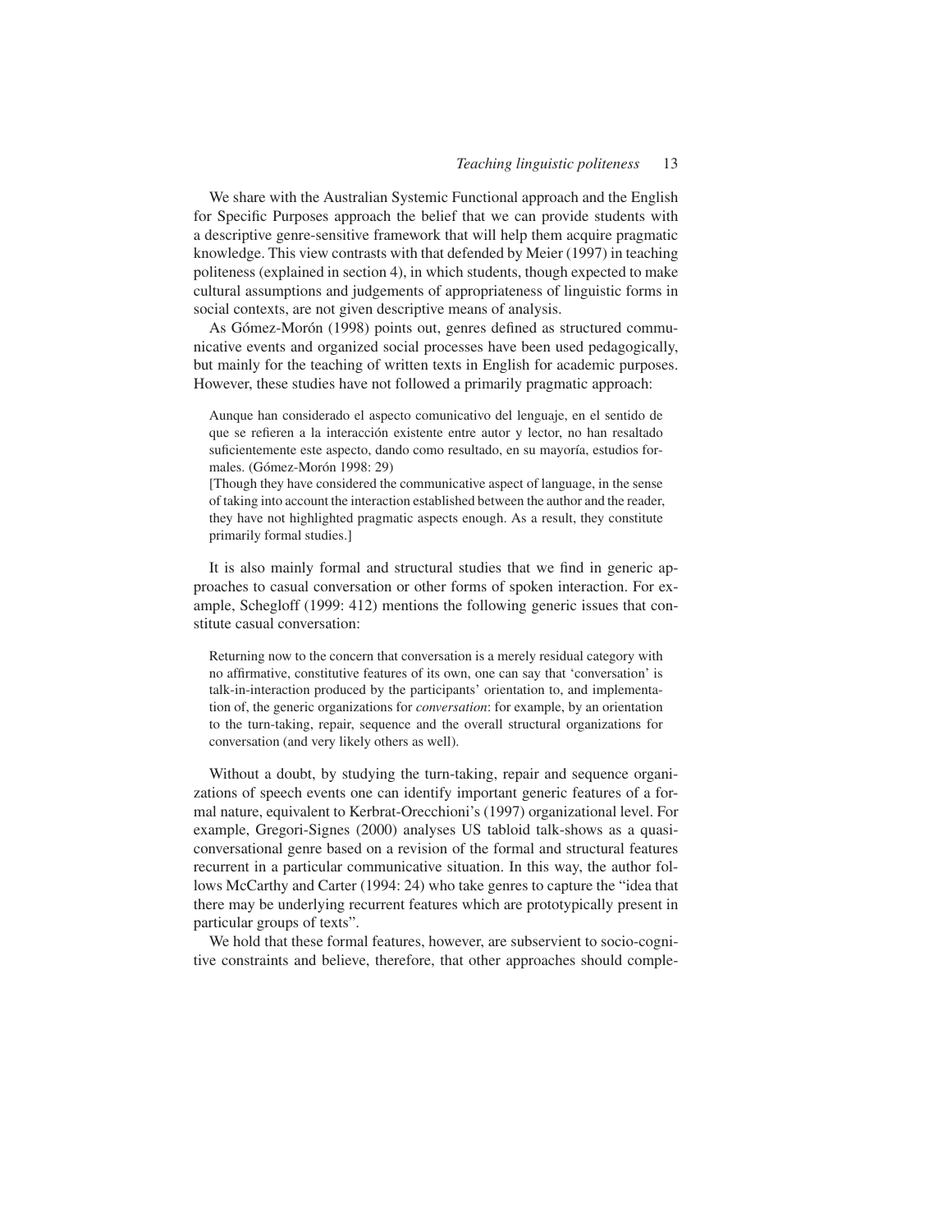We share with the Australian Systemic Functional approach and the English for Specific Purposes approach the belief that we can provide students with a descriptive genre-sensitive framework that will help them acquire pragmatic knowledge. This view contrasts with that defended by Meier (1997) in teaching politeness (explained in section 4), in which students, though expected to make cultural assumptions and judgements of appropriateness of linguistic forms in social contexts, are not given descriptive means of analysis.

As Gómez-Morón (1998) points out, genres defined as structured communicative events and organized social processes have been used pedagogically, but mainly for the teaching of written texts in English for academic purposes. However, these studies have not followed a primarily pragmatic approach:

> Aunque han considerado el aspecto comunicativo del lenguaje, en el sentido de que se refieren a la interacción existente entre autor y lector, no han resaltado suficientemente este aspecto, dando como resultado, en su mayoría, estudios formales. (Gómez-Morón 1998: 29)
> [Though they have considered the communicative aspect of language, in the sense of taking into account the interaction established between the author and the reader, they have not highlighted pragmatic aspects enough. As a result, they constitute primarily formal studies.]

It is also mainly formal and structural studies that we find in generic approaches to casual conversation or other forms of spoken interaction. For example, Schegloff (1999: 412) mentions the following generic issues that constitute casual conversation:

> Returning now to the concern that conversation is a merely residual category with no affirmative, constitutive features of its own, one can say that 'conversation' is talk-in-interaction produced by the participants' orientation to, and implementation of, the generic organizations for *conversation*: for example, by an orientation to the turn-taking, repair, sequence and the overall structural organizations for conversation (and very likely others as well).

Without a doubt, by studying the turn-taking, repair and sequence organizations of speech events one can identify important generic features of a formal nature, equivalent to Kerbrat-Orecchioni's (1997) organizational level. For example, Gregori-Signes (2000) analyses US tabloid talk-shows as a quasi-conversational genre based on a revision of the formal and structural features recurrent in a particular communicative situation. In this way, the author follows McCarthy and Carter (1994: 24) who take genres to capture the "idea that there may be underlying recurrent features which are prototypically present in particular groups of texts".

We hold that these formal features, however, are subservient to socio-cognitive constraints and believe, therefore, that other approaches should comple-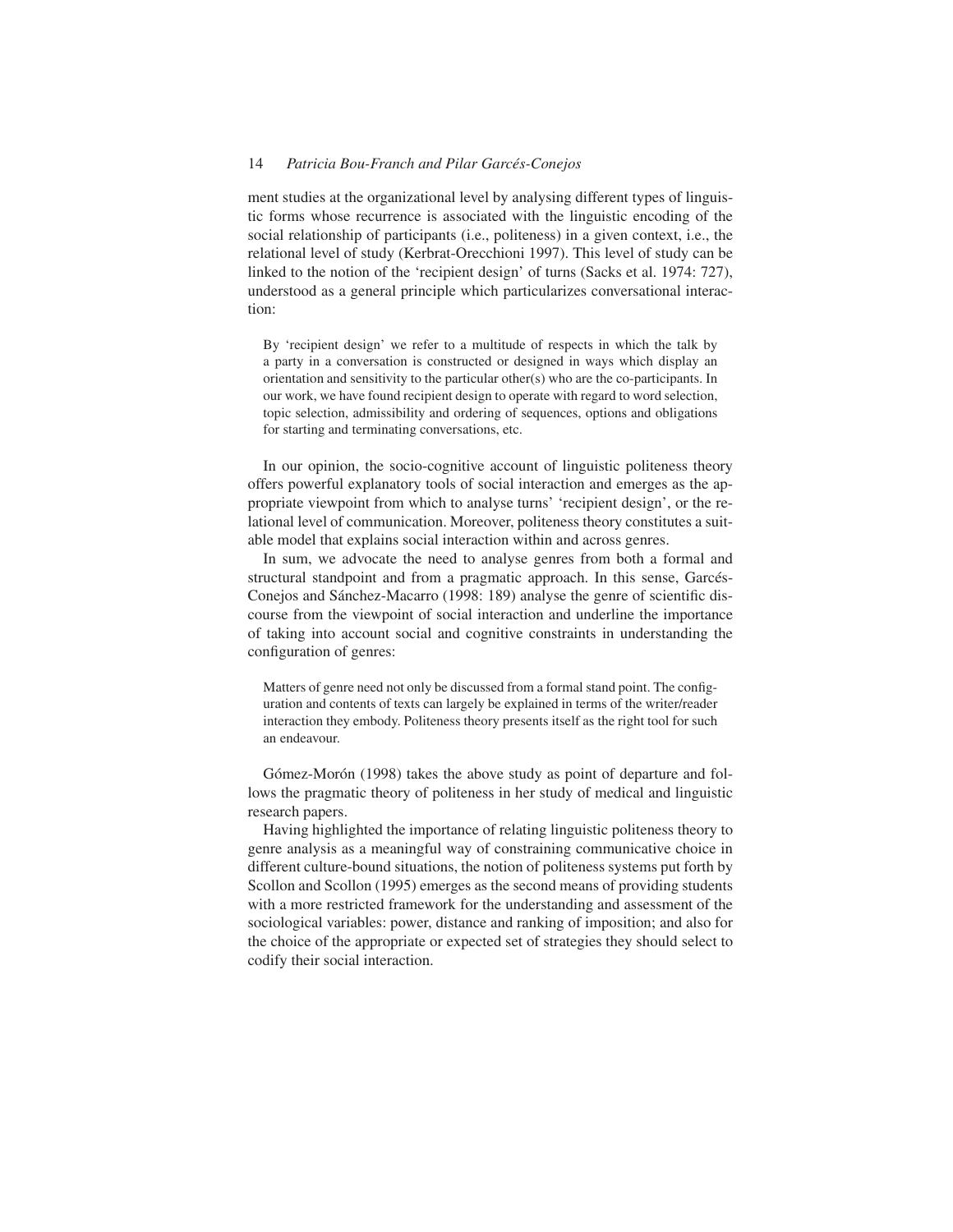ment studies at the organizational level by analysing different types of linguistic forms whose recurrence is associated with the linguistic encoding of the social relationship of participants (i.e., politeness) in a given context, i.e., the relational level of study (Kerbrat-Orecchioni 1997). This level of study can be linked to the notion of the 'recipient design' of turns (Sacks et al. 1974: 727), understood as a general principle which particularizes conversational interaction:

> By 'recipient design' we refer to a multitude of respects in which the talk by a party in a conversation is constructed or designed in ways which display an orientation and sensitivity to the particular other(s) who are the co-participants. In our work, we have found recipient design to operate with regard to word selection, topic selection, admissibility and ordering of sequences, options and obligations for starting and terminating conversations, etc.

In our opinion, the socio-cognitive account of linguistic politeness theory offers powerful explanatory tools of social interaction and emerges as the appropriate viewpoint from which to analyse turns' 'recipient design', or the relational level of communication. Moreover, politeness theory constitutes a suitable model that explains social interaction within and across genres.

In sum, we advocate the need to analyse genres from both a formal and structural standpoint and from a pragmatic approach. In this sense, Garcés-Conejos and Sánchez-Macarro (1998: 189) analyse the genre of scientific discourse from the viewpoint of social interaction and underline the importance of taking into account social and cognitive constraints in understanding the configuration of genres:

> Matters of genre need not only be discussed from a formal stand point. The configuration and contents of texts can largely be explained in terms of the writer/reader interaction they embody. Politeness theory presents itself as the right tool for such an endeavour.

Gómez-Morón (1998) takes the above study as point of departure and follows the pragmatic theory of politeness in her study of medical and linguistic research papers.

Having highlighted the importance of relating linguistic politeness theory to genre analysis as a meaningful way of constraining communicative choice in different culture-bound situations, the notion of politeness systems put forth by Scollon and Scollon (1995) emerges as the second means of providing students with a more restricted framework for the understanding and assessment of the sociological variables: power, distance and ranking of imposition; and also for the choice of the appropriate or expected set of strategies they should select to codify their social interaction.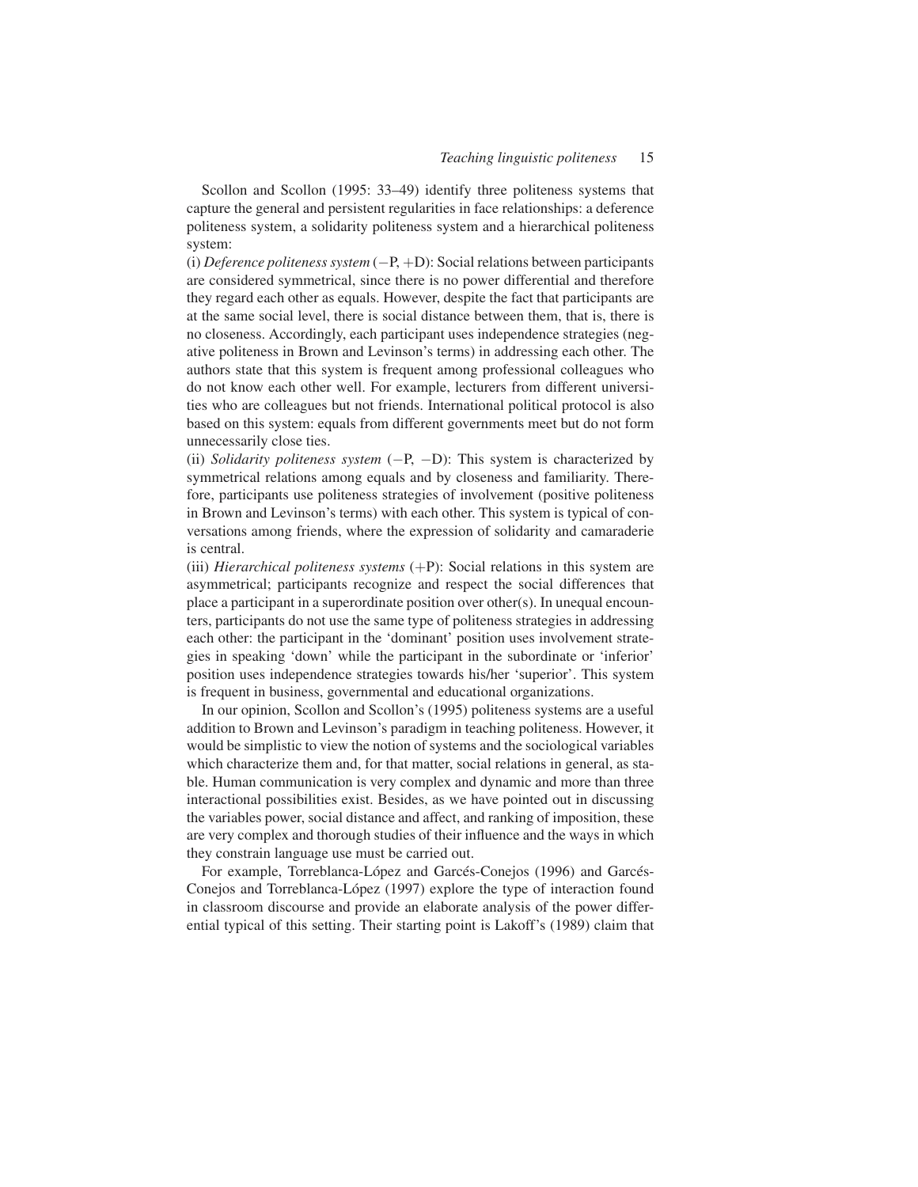Scollon and Scollon (1995: 33–49) identify three politeness systems that capture the general and persistent regularities in face relationships: a deference politeness system, a solidarity politeness system and a hierarchical politeness system:

(i) *Deference politeness system* (−P, +D): Social relations between participants are considered symmetrical, since there is no power differential and therefore they regard each other as equals. However, despite the fact that participants are at the same social level, there is social distance between them, that is, there is no closeness. Accordingly, each participant uses independence strategies (negative politeness in Brown and Levinson's terms) in addressing each other. The authors state that this system is frequent among professional colleagues who do not know each other well. For example, lecturers from different universities who are colleagues but not friends. International political protocol is also based on this system: equals from different governments meet but do not form unnecessarily close ties.

(ii) *Solidarity politeness system* (−P, −D): This system is characterized by symmetrical relations among equals and by closeness and familiarity. Therefore, participants use politeness strategies of involvement (positive politeness in Brown and Levinson's terms) with each other. This system is typical of conversations among friends, where the expression of solidarity and camaraderie is central.

(iii) *Hierarchical politeness systems* (+P): Social relations in this system are asymmetrical; participants recognize and respect the social differences that place a participant in a superordinate position over other(s). In unequal encounters, participants do not use the same type of politeness strategies in addressing each other: the participant in the 'dominant' position uses involvement strategies in speaking 'down' while the participant in the subordinate or 'inferior' position uses independence strategies towards his/her 'superior'. This system is frequent in business, governmental and educational organizations.

In our opinion, Scollon and Scollon's (1995) politeness systems are a useful addition to Brown and Levinson's paradigm in teaching politeness. However, it would be simplistic to view the notion of systems and the sociological variables which characterize them and, for that matter, social relations in general, as stable. Human communication is very complex and dynamic and more than three interactional possibilities exist. Besides, as we have pointed out in discussing the variables power, social distance and affect, and ranking of imposition, these are very complex and thorough studies of their influence and the ways in which they constrain language use must be carried out.

For example, Torreblanca-López and Garcés-Conejos (1996) and Garcés-Conejos and Torreblanca-López (1997) explore the type of interaction found in classroom discourse and provide an elaborate analysis of the power differential typical of this setting. Their starting point is Lakoff's (1989) claim that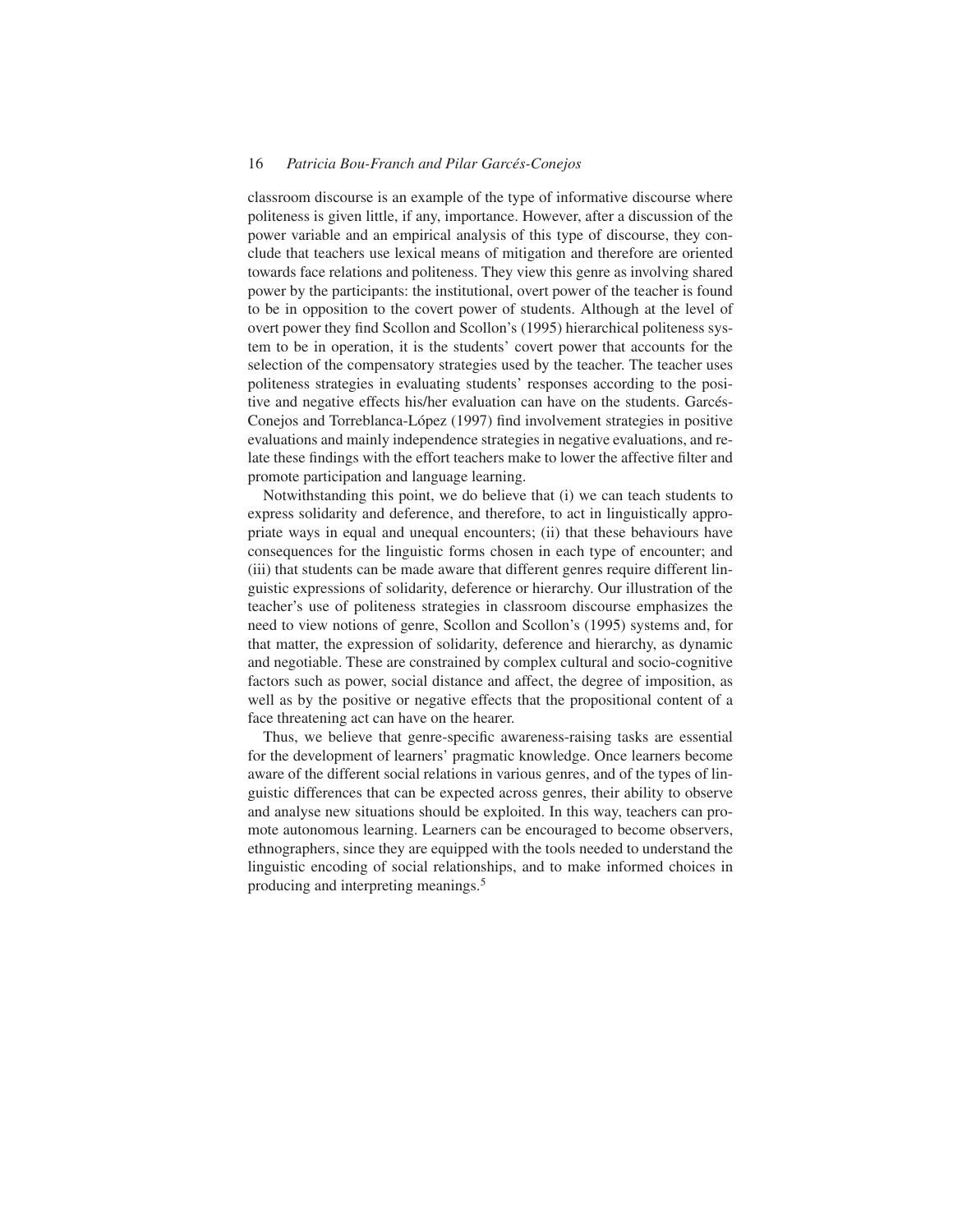classroom discourse is an example of the type of informative discourse where politeness is given little, if any, importance. However, after a discussion of the power variable and an empirical analysis of this type of discourse, they conclude that teachers use lexical means of mitigation and therefore are oriented towards face relations and politeness. They view this genre as involving shared power by the participants: the institutional, overt power of the teacher is found to be in opposition to the covert power of students. Although at the level of overt power they find Scollon and Scollon's (1995) hierarchical politeness system to be in operation, it is the students' covert power that accounts for the selection of the compensatory strategies used by the teacher. The teacher uses politeness strategies in evaluating students' responses according to the positive and negative effects his/her evaluation can have on the students. Garcés-Conejos and Torreblanca-López (1997) find involvement strategies in positive evaluations and mainly independence strategies in negative evaluations, and relate these findings with the effort teachers make to lower the affective filter and promote participation and language learning.

Notwithstanding this point, we do believe that (i) we can teach students to express solidarity and deference, and therefore, to act in linguistically appropriate ways in equal and unequal encounters; (ii) that these behaviours have consequences for the linguistic forms chosen in each type of encounter; and (iii) that students can be made aware that different genres require different linguistic expressions of solidarity, deference or hierarchy. Our illustration of the teacher's use of politeness strategies in classroom discourse emphasizes the need to view notions of genre, Scollon and Scollon's (1995) systems and, for that matter, the expression of solidarity, deference and hierarchy, as dynamic and negotiable. These are constrained by complex cultural and socio-cognitive factors such as power, social distance and affect, the degree of imposition, as well as by the positive or negative effects that the propositional content of a face threatening act can have on the hearer.

Thus, we believe that genre-specific awareness-raising tasks are essential for the development of learners' pragmatic knowledge. Once learners become aware of the different social relations in various genres, and of the types of linguistic differences that can be expected across genres, their ability to observe and analyse new situations should be exploited. In this way, teachers can promote autonomous learning. Learners can be encouraged to become observers, ethnographers, since they are equipped with the tools needed to understand the linguistic encoding of social relationships, and to make informed choices in producing and interpreting meanings.[5]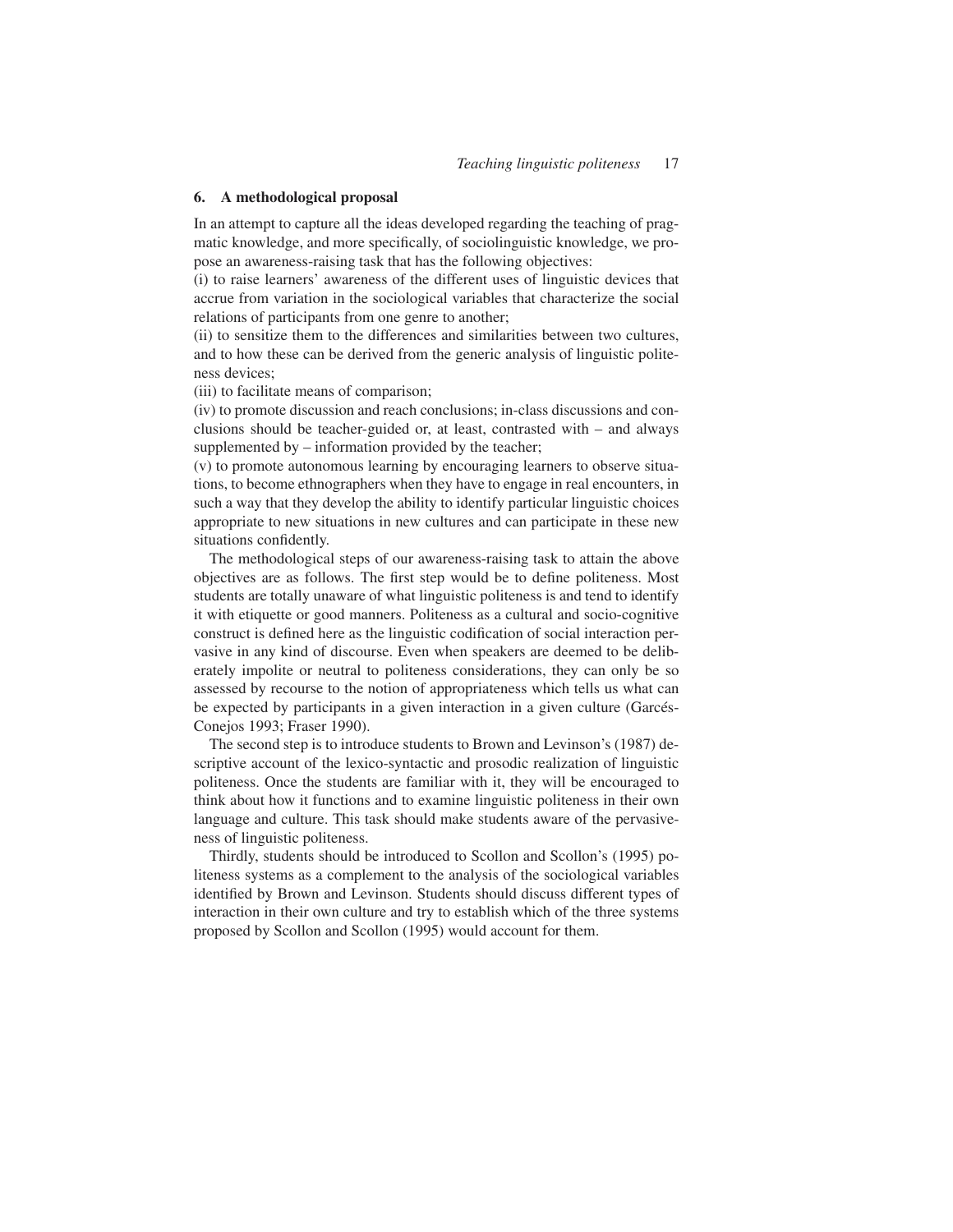## 6. A methodological proposal

In an attempt to capture all the ideas developed regarding the teaching of pragmatic knowledge, and more specifically, of sociolinguistic knowledge, we propose an awareness-raising task that has the following objectives:

(i) to raise learners' awareness of the different uses of linguistic devices that accrue from variation in the sociological variables that characterize the social relations of participants from one genre to another;

(ii) to sensitize them to the differences and similarities between two cultures, and to how these can be derived from the generic analysis of linguistic politeness devices;

(iii) to facilitate means of comparison;

(iv) to promote discussion and reach conclusions; in-class discussions and conclusions should be teacher-guided or, at least, contrasted with – and always supplemented by – information provided by the teacher;

(v) to promote autonomous learning by encouraging learners to observe situations, to become ethnographers when they have to engage in real encounters, in such a way that they develop the ability to identify particular linguistic choices appropriate to new situations in new cultures and can participate in these new situations confidently.

The methodological steps of our awareness-raising task to attain the above objectives are as follows. The first step would be to define politeness. Most students are totally unaware of what linguistic politeness is and tend to identify it with etiquette or good manners. Politeness as a cultural and socio-cognitive construct is defined here as the linguistic codification of social interaction pervasive in any kind of discourse. Even when speakers are deemed to be deliberately impolite or neutral to politeness considerations, they can only be so assessed by recourse to the notion of appropriateness which tells us what can be expected by participants in a given interaction in a given culture (Garcés-Conejos 1993; Fraser 1990).

The second step is to introduce students to Brown and Levinson's (1987) descriptive account of the lexico-syntactic and prosodic realization of linguistic politeness. Once the students are familiar with it, they will be encouraged to think about how it functions and to examine linguistic politeness in their own language and culture. This task should make students aware of the pervasiveness of linguistic politeness.

Thirdly, students should be introduced to Scollon and Scollon's (1995) politeness systems as a complement to the analysis of the sociological variables identified by Brown and Levinson. Students should discuss different types of interaction in their own culture and try to establish which of the three systems proposed by Scollon and Scollon (1995) would account for them.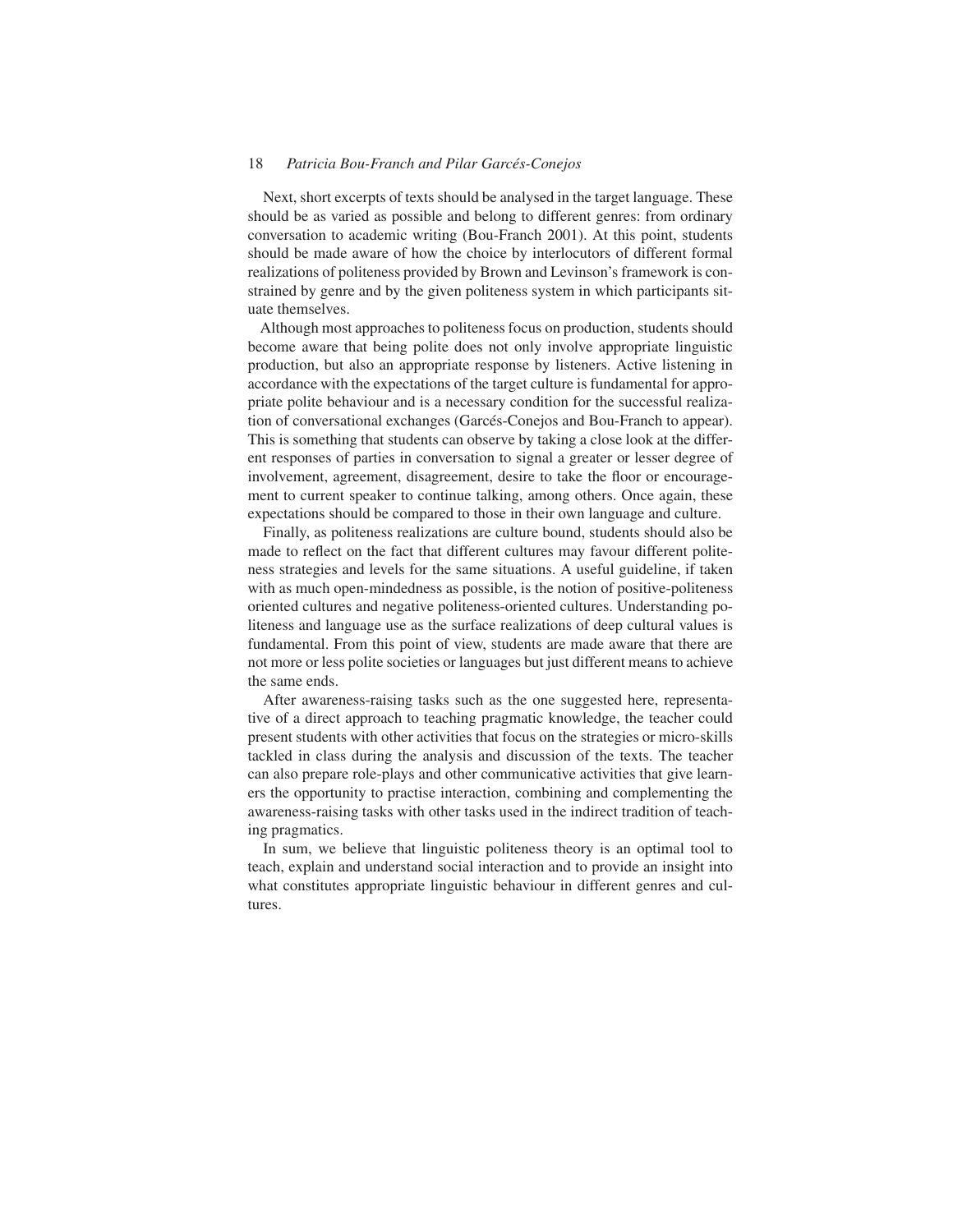Next, short excerpts of texts should be analysed in the target language. These should be as varied as possible and belong to different genres: from ordinary conversation to academic writing (Bou-Franch 2001). At this point, students should be made aware of how the choice by interlocutors of different formal realizations of politeness provided by Brown and Levinson's framework is constrained by genre and by the given politeness system in which participants situate themselves.

Although most approaches to politeness focus on production, students should become aware that being polite does not only involve appropriate linguistic production, but also an appropriate response by listeners. Active listening in accordance with the expectations of the target culture is fundamental for appropriate polite behaviour and is a necessary condition for the successful realization of conversational exchanges (Garcés-Conejos and Bou-Franch to appear). This is something that students can observe by taking a close look at the different responses of parties in conversation to signal a greater or lesser degree of involvement, agreement, disagreement, desire to take the floor or encouragement to current speaker to continue talking, among others. Once again, these expectations should be compared to those in their own language and culture.

Finally, as politeness realizations are culture bound, students should also be made to reflect on the fact that different cultures may favour different politeness strategies and levels for the same situations. A useful guideline, if taken with as much open-mindedness as possible, is the notion of positive-politeness oriented cultures and negative politeness-oriented cultures. Understanding politeness and language use as the surface realizations of deep cultural values is fundamental. From this point of view, students are made aware that there are not more or less polite societies or languages but just different means to achieve the same ends.

After awareness-raising tasks such as the one suggested here, representative of a direct approach to teaching pragmatic knowledge, the teacher could present students with other activities that focus on the strategies or micro-skills tackled in class during the analysis and discussion of the texts. The teacher can also prepare role-plays and other communicative activities that give learners the opportunity to practise interaction, combining and complementing the awareness-raising tasks with other tasks used in the indirect tradition of teaching pragmatics.

In sum, we believe that linguistic politeness theory is an optimal tool to teach, explain and understand social interaction and to provide an insight into what constitutes appropriate linguistic behaviour in different genres and cultures.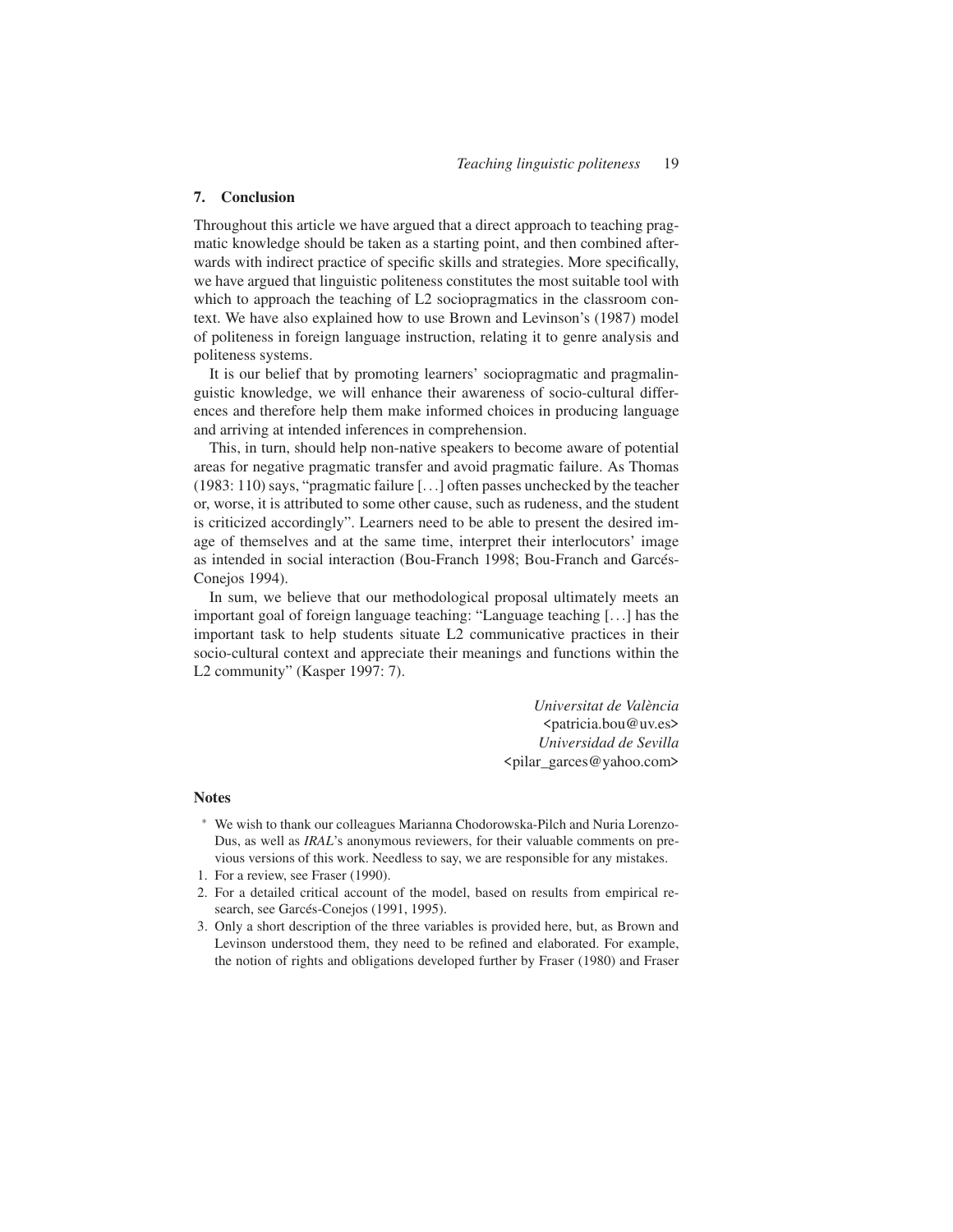## 7. Conclusion

Throughout this article we have argued that a direct approach to teaching pragmatic knowledge should be taken as a starting point, and then combined afterwards with indirect practice of specific skills and strategies. More specifically, we have argued that linguistic politeness constitutes the most suitable tool with which to approach the teaching of L2 sociopragmatics in the classroom context. We have also explained how to use Brown and Levinson's (1987) model of politeness in foreign language instruction, relating it to genre analysis and politeness systems.

It is our belief that by promoting learners' sociopragmatic and pragmalinguistic knowledge, we will enhance their awareness of socio-cultural differences and therefore help them make informed choices in producing language and arriving at intended inferences in comprehension.

This, in turn, should help non-native speakers to become aware of potential areas for negative pragmatic transfer and avoid pragmatic failure. As Thomas (1983: 110) says, "pragmatic failure [...] often passes unchecked by the teacher or, worse, it is attributed to some other cause, such as rudeness, and the student is criticized accordingly". Learners need to be able to present the desired image of themselves and at the same time, interpret their interlocutors' image as intended in social interaction (Bou-Franch 1998; Bou-Franch and Garcés-Conejos 1994).

In sum, we believe that our methodological proposal ultimately meets an important goal of foreign language teaching: "Language teaching [...] has the important task to help students situate L2 communicative practices in their socio-cultural context and appreciate their meanings and functions within the L2 community" (Kasper 1997: 7).

*Universitat de València*
<patricia.bou@uv.es>
*Universidad de Sevilla*
<pilar_garces@yahoo.com>

### Notes

\* We wish to thank our colleagues Marianna Chodorowska-Pilch and Nuria Lorenzo-Dus, as well as *IRAL*'s anonymous reviewers, for their valuable comments on previous versions of this work. Needless to say, we are responsible for any mistakes.

1. For a review, see Fraser (1990).
2. For a detailed critical account of the model, based on results from empirical research, see Garcés-Conejos (1991, 1995).
3. Only a short description of the three variables is provided here, but, as Brown and Levinson understood them, they need to be refined and elaborated. For example, the notion of rights and obligations developed further by Fraser (1980) and Fraser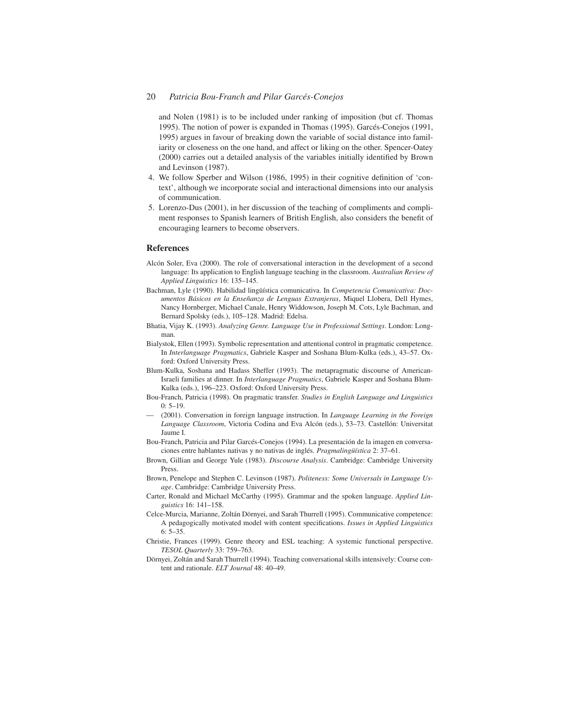and Nolen (1981) is to be included under ranking of imposition (but cf. Thomas 1995). The notion of power is expanded in Thomas (1995). Garcés-Conejos (1991, 1995) argues in favour of breaking down the variable of social distance into familiarity or closeness on the one hand, and affect or liking on the other. Spencer-Oatey (2000) carries out a detailed analysis of the variables initially identified by Brown and Levinson (1987).

4. We follow Sperber and Wilson (1986, 1995) in their cognitive definition of 'context', although we incorporate social and interactional dimensions into our analysis of communication.
5. Lorenzo-Dus (2001), in her discussion of the teaching of compliments and compliment responses to Spanish learners of British English, also considers the benefit of encouraging learners to become observers.

## References

Alcón Soler, Eva (2000). The role of conversational interaction in the development of a second language: Its application to English language teaching in the classroom. *Australian Review of Applied Linguistics* 16: 135–145.

Bachman, Lyle (1990). Habilidad lingüística comunicativa. In *Competencia Comunicativa: Documentos Básicos en la Enseñanza de Lenguas Extranjeras*, Miquel Llobera, Dell Hymes, Nancy Hornberger, Michael Canale, Henry Widdowson, Joseph M. Cots, Lyle Bachman, and Bernard Spolsky (eds.), 105–128. Madrid: Edelsa.

Bhatia, Vijay K. (1993). *Analyzing Genre. Language Use in Professional Settings*. London: Longman.

Bialystok, Ellen (1993). Symbolic representation and attentional control in pragmatic competence. In *Interlanguage Pragmatics*, Gabriele Kasper and Soshana Blum-Kulka (eds.), 43–57. Oxford: Oxford University Press.

Blum-Kulka, Soshana and Hadass Sheffer (1993). The metapragmatic discourse of American-Israeli families at dinner. In *Interlanguage Pragmatics*, Gabriele Kasper and Soshana Blum-Kulka (eds.), 196–223. Oxford: Oxford University Press.

Bou-Franch, Patricia (1998). On pragmatic transfer. *Studies in English Language and Linguistics* 0: 5–19.

— (2001). Conversation in foreign language instruction. In *Language Learning in the Foreign Language Classroom*, Victoria Codina and Eva Alcón (eds.), 53–73. Castellón: Universitat Jaume I.

Bou-Franch, Patricia and Pilar Garcés-Conejos (1994). La presentación de la imagen en conversaciones entre hablantes nativas y no nativas de inglés. *Pragmalingüística* 2: 37–61.

Brown, Gillian and George Yule (1983). *Discourse Analysis*. Cambridge: Cambridge University Press.

Brown, Penelope and Stephen C. Levinson (1987). *Politeness: Some Universals in Language Usage*. Cambridge: Cambridge University Press.

Carter, Ronald and Michael McCarthy (1995). Grammar and the spoken language. *Applied Linguistics* 16: 141–158.

Celce-Murcia, Marianne, Zoltán Dörnyei, and Sarah Thurrell (1995). Communicative competence: A pedagogically motivated model with content specifications. *Issues in Applied Linguistics* 6: 5–35.

Christie, Frances (1999). Genre theory and ESL teaching: A systemic functional perspective. *TESOL Quarterly* 33: 759–763.

Dörnyei, Zoltán and Sarah Thurrell (1994). Teaching conversational skills intensively: Course content and rationale. *ELT Journal* 48: 40–49.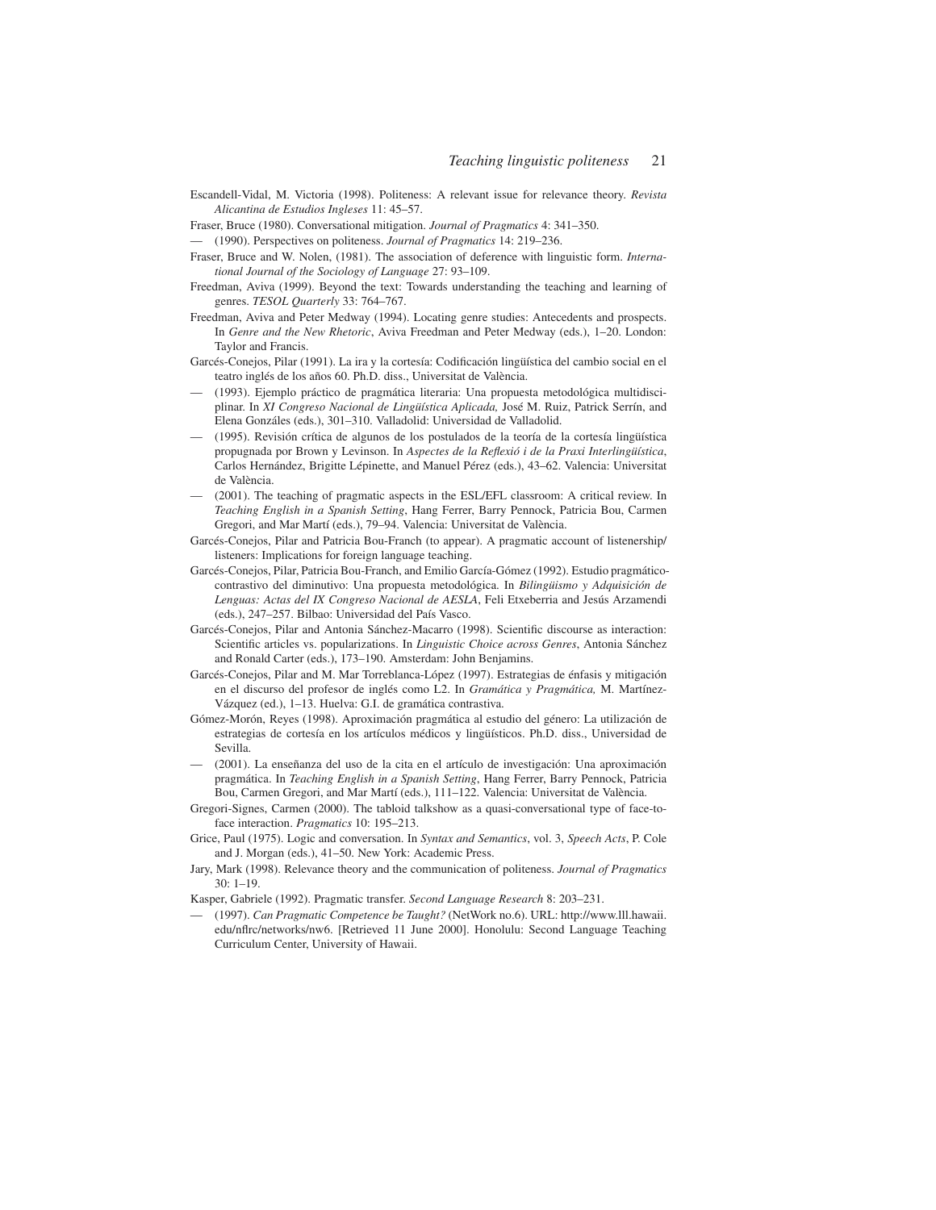Escandell-Vidal, M. Victoria (1998). Politeness: A relevant issue for relevance theory. *Revista Alicantina de Estudios Ingleses* 11: 45–57.

Fraser, Bruce (1980). Conversational mitigation. *Journal of Pragmatics* 4: 341–350.

— (1990). Perspectives on politeness. *Journal of Pragmatics* 14: 219–236.

Fraser, Bruce and W. Nolen, (1981). The association of deference with linguistic form. *International Journal of the Sociology of Language* 27: 93–109.

Freedman, Aviva (1999). Beyond the text: Towards understanding the teaching and learning of genres. *TESOL Quarterly* 33: 764–767.

Freedman, Aviva and Peter Medway (1994). Locating genre studies: Antecedents and prospects. In *Genre and the New Rhetoric*, Aviva Freedman and Peter Medway (eds.), 1–20. London: Taylor and Francis.

Garcés-Conejos, Pilar (1991). La ira y la cortesía: Codificación lingüística del cambio social en el teatro inglés de los años 60. Ph.D. diss., Universitat de València.

— (1993). Ejemplo práctico de pragmática literaria: Una propuesta metodológica multidisciplinar. In *XI Congreso Nacional de Lingüística Aplicada,* José M. Ruiz, Patrick Serrín, and Elena Gonzáles (eds.), 301–310. Valladolid: Universidad de Valladolid.

— (1995). Revisión crítica de algunos de los postulados de la teoría de la cortesía lingüística propugnada por Brown y Levinson. In *Aspectes de la Reflexió i de la Praxi Interlingüística*, Carlos Hernández, Brigitte Lépinette, and Manuel Pérez (eds.), 43–62. Valencia: Universitat de València.

— (2001). The teaching of pragmatic aspects in the ESL/EFL classroom: A critical review. In *Teaching English in a Spanish Setting*, Hang Ferrer, Barry Pennock, Patricia Bou, Carmen Gregori, and Mar Martí (eds.), 79–94. Valencia: Universitat de València.

Garcés-Conejos, Pilar and Patricia Bou-Franch (to appear). A pragmatic account of listenership/ listeners: Implications for foreign language teaching.

Garcés-Conejos, Pilar, Patricia Bou-Franch, and Emilio García-Gómez (1992). Estudio pragmático-contrastivo del diminutivo: Una propuesta metodológica. In *Bilingüismo y Adquisición de Lenguas: Actas del IX Congreso Nacional de AESLA*, Feli Etxeberria and Jesús Arzamendi (eds.), 247–257. Bilbao: Universidad del País Vasco.

Garcés-Conejos, Pilar and Antonia Sánchez-Macarro (1998). Scientific discourse as interaction: Scientific articles vs. popularizations. In *Linguistic Choice across Genres*, Antonia Sánchez and Ronald Carter (eds.), 173–190. Amsterdam: John Benjamins.

Garcés-Conejos, Pilar and M. Mar Torreblanca-López (1997). Estrategias de énfasis y mitigación en el discurso del profesor de inglés como L2. In *Gramática y Pragmática,* M. Martínez-Vázquez (ed.), 1–13. Huelva: G.I. de gramática contrastiva.

Gómez-Morón, Reyes (1998). Aproximación pragmática al estudio del género: La utilización de estrategias de cortesía en los artículos médicos y lingüísticos. Ph.D. diss., Universidad de Sevilla.

— (2001). La enseñanza del uso de la cita en el artículo de investigación: Una aproximación pragmática. In *Teaching English in a Spanish Setting*, Hang Ferrer, Barry Pennock, Patricia Bou, Carmen Gregori, and Mar Martí (eds.), 111–122. Valencia: Universitat de València.

Gregori-Signes, Carmen (2000). The tabloid talkshow as a quasi-conversational type of face-to-face interaction. *Pragmatics* 10: 195–213.

Grice, Paul (1975). Logic and conversation. In *Syntax and Semantics*, vol. 3, *Speech Acts*, P. Cole and J. Morgan (eds.), 41–50. New York: Academic Press.

Jary, Mark (1998). Relevance theory and the communication of politeness. *Journal of Pragmatics* 30: 1–19.

Kasper, Gabriele (1992). Pragmatic transfer. *Second Language Research* 8: 203–231.

— (1997). *Can Pragmatic Competence be Taught?* (NetWork no.6). URL: http://www.lll.hawaii.edu/nflrc/networks/nw6. [Retrieved 11 June 2000]. Honolulu: Second Language Teaching Curriculum Center, University of Hawaii.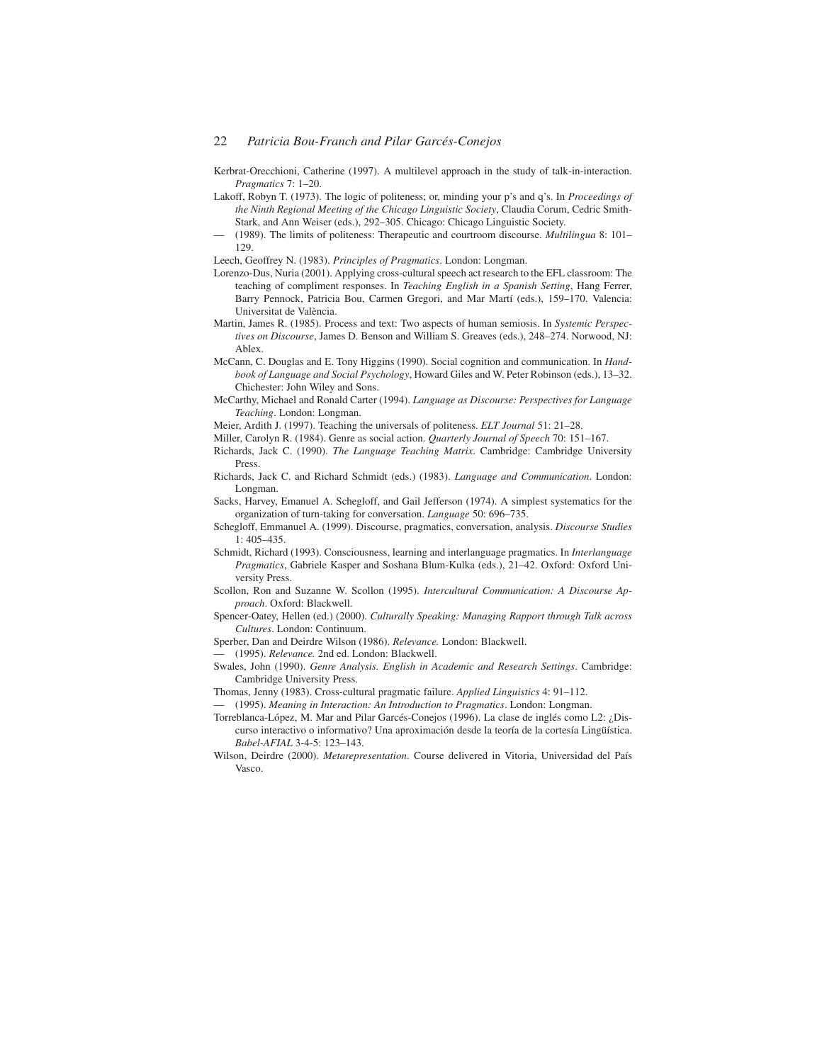Kerbrat-Orecchioni, Catherine (1997). A multilevel approach in the study of talk-in-interaction. *Pragmatics* 7: 1–20.

Lakoff, Robyn T. (1973). The logic of politeness; or, minding your p's and q's. In *Proceedings of the Ninth Regional Meeting of the Chicago Linguistic Society*, Claudia Corum, Cedric Smith-Stark, and Ann Weiser (eds.), 292–305. Chicago: Chicago Linguistic Society.

— (1989). The limits of politeness: Therapeutic and courtroom discourse. *Multilingua* 8: 101–129.

Leech, Geoffrey N. (1983). *Principles of Pragmatics*. London: Longman.

Lorenzo-Dus, Nuria (2001). Applying cross-cultural speech act research to the EFL classroom: The teaching of compliment responses. In *Teaching English in a Spanish Setting*, Hang Ferrer, Barry Pennock, Patricia Bou, Carmen Gregori, and Mar Martí (eds.), 159–170. Valencia: Universitat de València.

Martin, James R. (1985). Process and text: Two aspects of human semiosis. In *Systemic Perspectives on Discourse*, James D. Benson and William S. Greaves (eds.), 248–274. Norwood, NJ: Ablex.

McCann, C. Douglas and E. Tony Higgins (1990). Social cognition and communication. In *Handbook of Language and Social Psychology*, Howard Giles and W. Peter Robinson (eds.), 13–32. Chichester: John Wiley and Sons.

McCarthy, Michael and Ronald Carter (1994). *Language as Discourse: Perspectives for Language Teaching*. London: Longman.

Meier, Ardith J. (1997). Teaching the universals of politeness. *ELT Journal* 51: 21–28.

Miller, Carolyn R. (1984). Genre as social action. *Quarterly Journal of Speech* 70: 151–167.

Richards, Jack C. (1990). *The Language Teaching Matrix*. Cambridge: Cambridge University Press.

Richards, Jack C. and Richard Schmidt (eds.) (1983). *Language and Communication*. London: Longman.

Sacks, Harvey, Emanuel A. Schegloff, and Gail Jefferson (1974). A simplest systematics for the organization of turn-taking for conversation. *Language* 50: 696–735.

Schegloff, Emmanuel A. (1999). Discourse, pragmatics, conversation, analysis. *Discourse Studies* 1: 405–435.

Schmidt, Richard (1993). Consciousness, learning and interlanguage pragmatics. In *Interlanguage Pragmatics*, Gabriele Kasper and Soshana Blum-Kulka (eds.), 21–42. Oxford: Oxford University Press.

Scollon, Ron and Suzanne W. Scollon (1995). *Intercultural Communication: A Discourse Approach*. Oxford: Blackwell.

Spencer-Oatey, Hellen (ed.) (2000). *Culturally Speaking: Managing Rapport through Talk across Cultures*. London: Continuum.

Sperber, Dan and Deirdre Wilson (1986). *Relevance*. London: Blackwell.

— (1995). *Relevance*. 2nd ed. London: Blackwell.

Swales, John (1990). *Genre Analysis. English in Academic and Research Settings*. Cambridge: Cambridge University Press.

Thomas, Jenny (1983). Cross-cultural pragmatic failure. *Applied Linguistics* 4: 91–112.

— (1995). *Meaning in Interaction: An Introduction to Pragmatics*. London: Longman.

Torreblanca-López, M. Mar and Pilar Garcés-Conejos (1996). La clase de inglés como L2: ¿Discurso interactivo o informativo? Una aproximación desde la teoría de la cortesía Lingüística. *Babel-AFIAL* 3-4-5: 123–143.

Wilson, Deirdre (2000). *Metarepresentation*. Course delivered in Vitoria, Universidad del País Vasco.